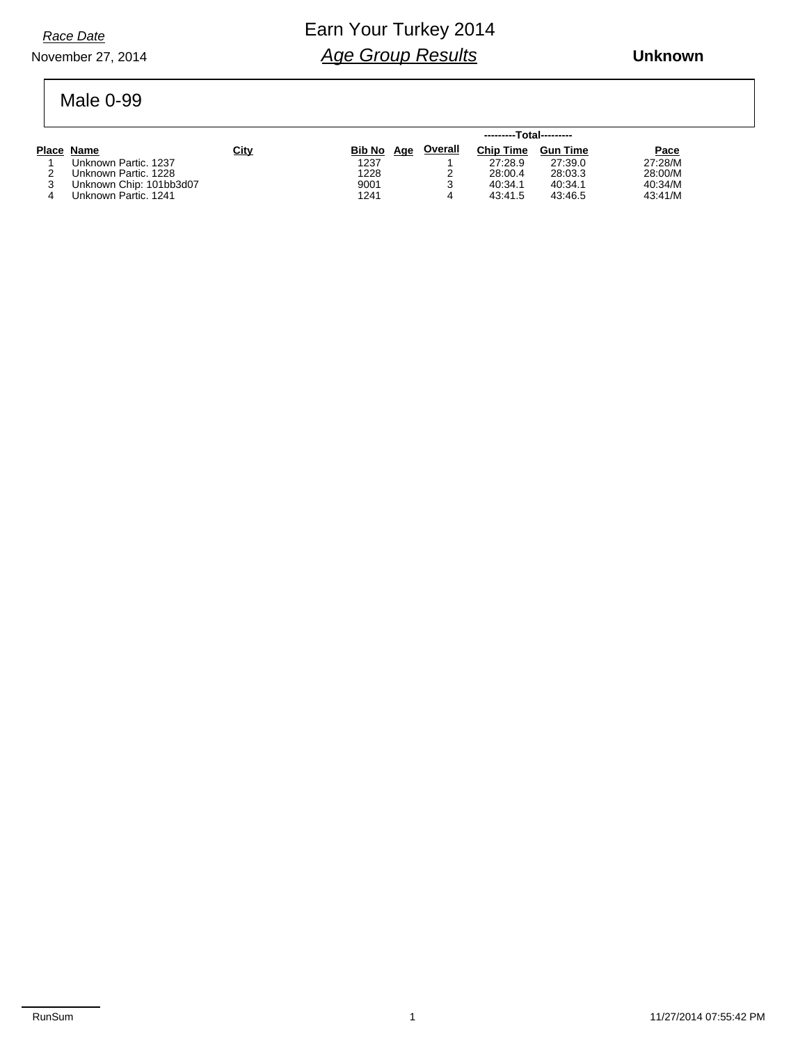*Race Date*

November 27, 2014

# Earn Your Turkey 2014

## *Age Group Results*

**Unknown**

## Male 0-99

| Place | Name | City | Bib No | Age | Overall | Chip Time | Gun Time | Pace |
|---|---|---|---|---|---|---|---|---|
| | | | | | | ---------Total--------- | | |
| 1 | Unknown Partic. 1237 | | 1237 | | 1 | 27:28.9 | 27:39.0 | 27:28/M |
| 2 | Unknown Partic. 1228 | | 1228 | | 2 | 28:00.4 | 28:03.3 | 28:00/M |
| 3 | Unknown Chip: 101bb3d07 | | 9001 | | 3 | 40:34.1 | 40:34.1 | 40:34/M |
| 4 | Unknown Partic. 1241 | | 1241 | | 4 | 43:41.5 | 43:46.5 | 43:41/M |

RunSum 11/27/2014 07:55:42 PM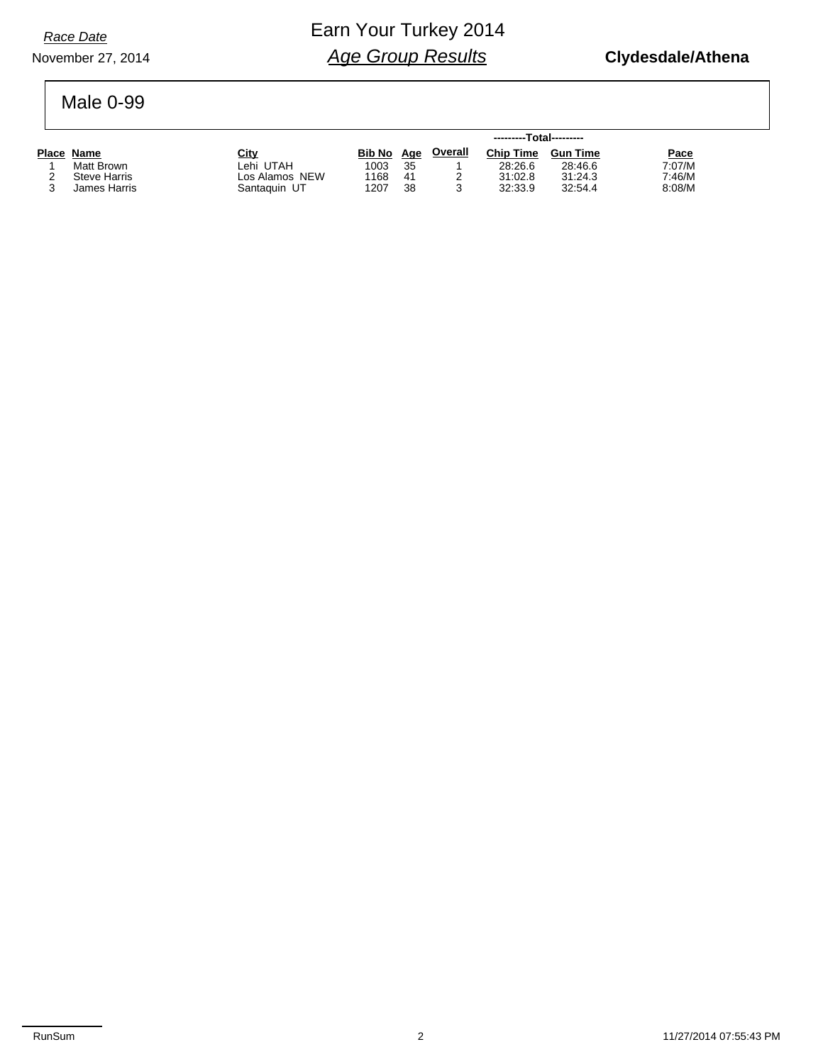*Race Date*

November 27, 2014

# Earn Your Turkey 2014

## *Age Group Results*

**Clydesdale/Athena**

## Male 0-99

| Place | Name | City | Bib No | Age | Overall | ---------Total--------- Chip Time | Gun Time | Pace |
|---|---|---|---|---|---|---|---|---|
| 1 | Matt Brown | Lehi UTAH | 1003 | 35 | 1 | 28:26.6 | 28:46.6 | 7:07/M |
| 2 | Steve Harris | Los Alamos NEW | 1168 | 41 | 2 | 31:02.8 | 31:24.3 | 7:46/M |
| 3 | James Harris | Santaquin UT | 1207 | 38 | 3 | 32:33.9 | 32:54.4 | 8:08/M |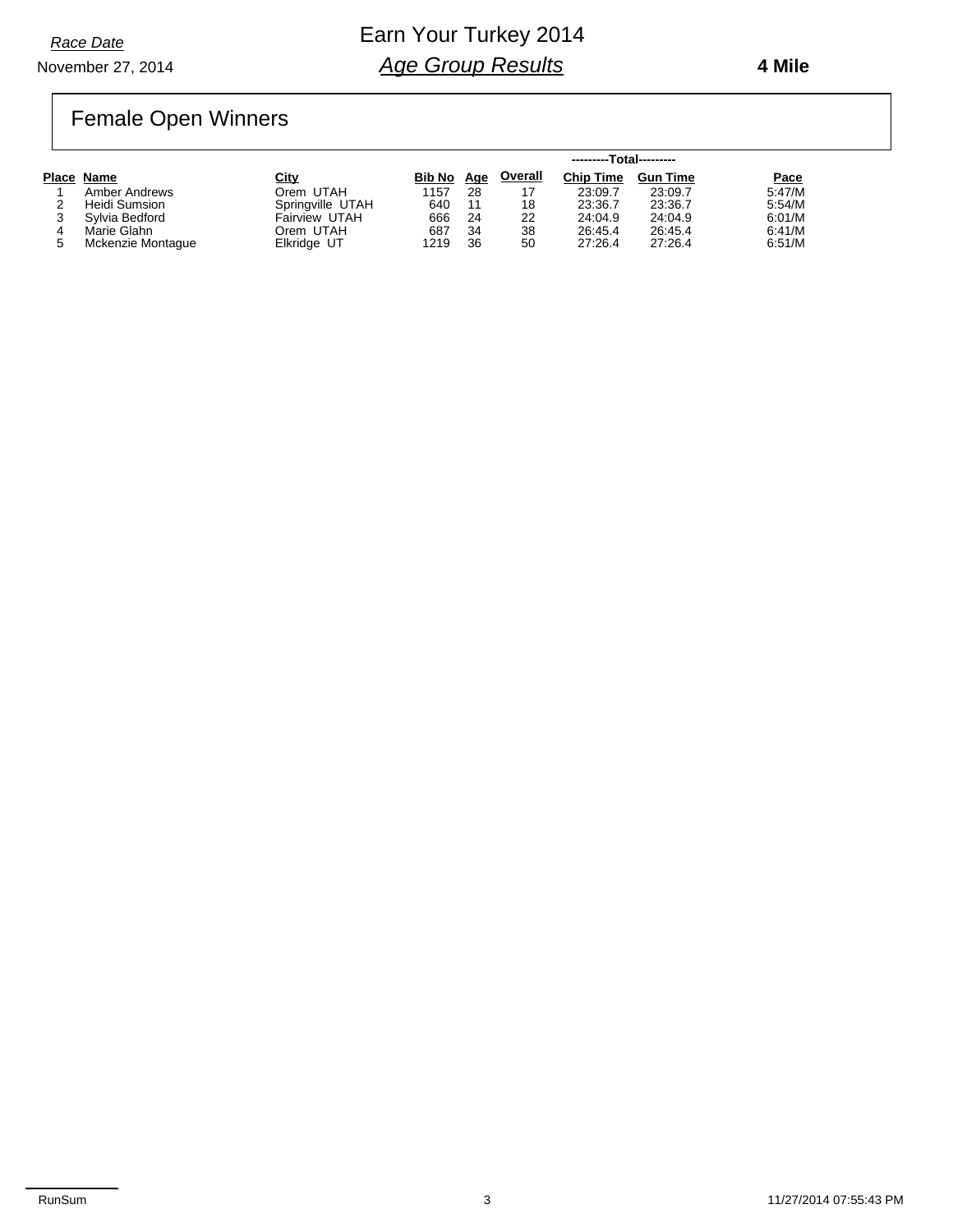*Race Date*

November 27, 2014

# Earn Your Turkey 2014

## *Age Group Results*

**4 Mile**

## Female Open Winners

| Place | Name | City | Bib No | Age | Overall | ---------Total--------- Chip Time | Gun Time | Pace |
|---|---|---|---|---|---|---|---|---|
| 1 | Amber Andrews | Orem UTAH | 1157 | 28 | 17 | 23:09.7 | 23:09.7 | 5:47/M |
| 2 | Heidi Sumsion | Springville UTAH | 640 | 11 | 18 | 23:36.7 | 23:36.7 | 5:54/M |
| 3 | Sylvia Bedford | Fairview UTAH | 666 | 24 | 22 | 24:04.9 | 24:04.9 | 6:01/M |
| 4 | Marie Glahn | Orem UTAH | 687 | 34 | 38 | 26:45.4 | 26:45.4 | 6:41/M |
| 5 | Mckenzie Montague | Elkridge UT | 1219 | 36 | 50 | 27:26.4 | 27:26.4 | 6:51/M |

RunSum

11/27/2014 07:55:43 PM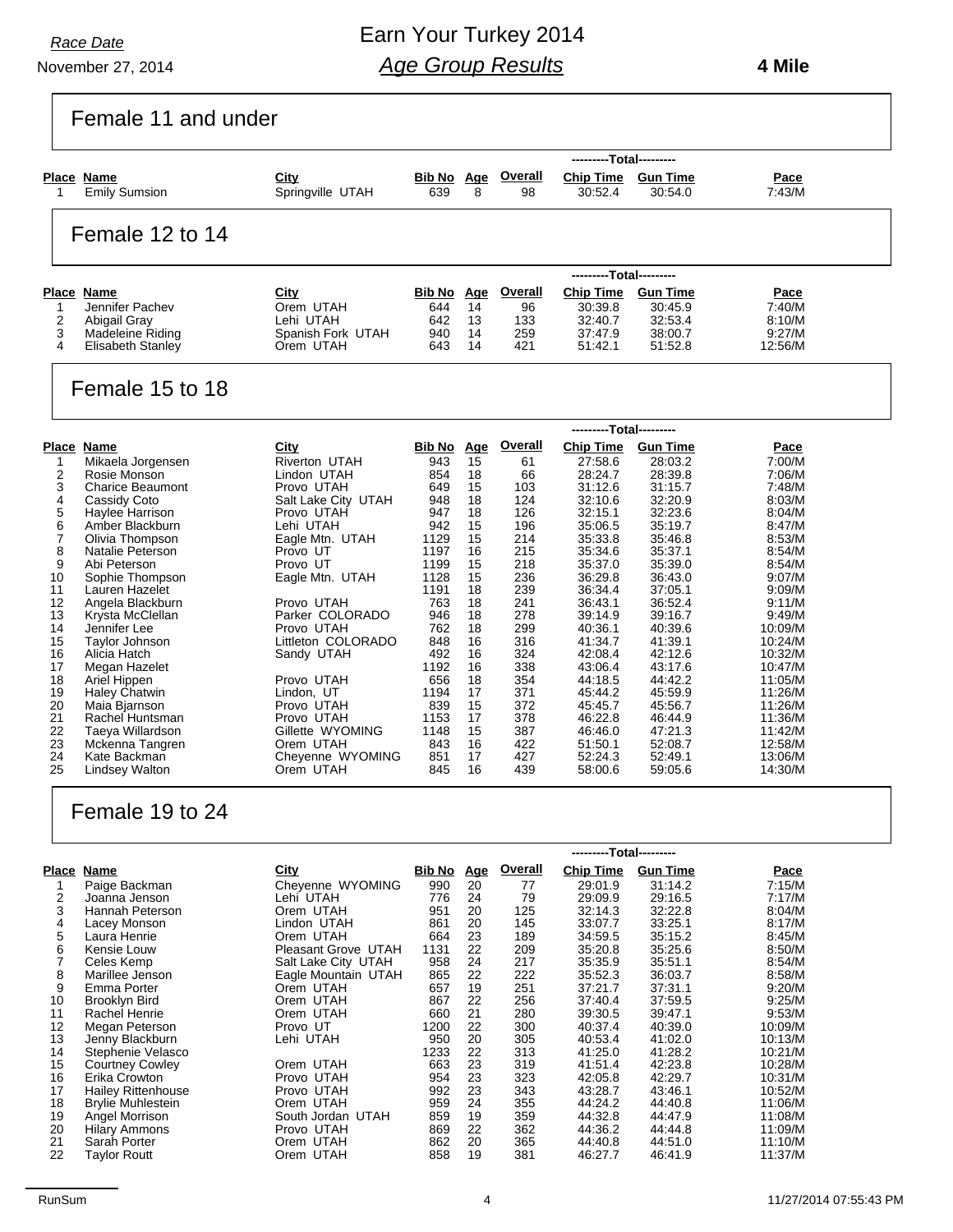Race Date

November 27, 2014

# Earn Your Turkey 2014

## Age Group Results

**4 Mile**

### Female 11 and under

| Place | Name | City | Bib No | Age | Overall | Chip Time | Gun Time | Pace |
|---|---|---|---|---|---|---|---|---|
| 1 | Emily Sumsion | Springville UTAH | 639 | 8 | 98 | 30:52.4 | 30:54.0 | 7:43/M |

### Female 12 to 14

| Place | Name | City | Bib No | Age | Overall | Chip Time | Gun Time | Pace |
|---|---|---|---|---|---|---|---|---|
| 1 | Jennifer Pachev | Orem UTAH | 644 | 14 | 96 | 30:39.8 | 30:45.9 | 7:40/M |
| 2 | Abigail Gray | Lehi UTAH | 642 | 13 | 133 | 32:40.7 | 32:53.4 | 8:10/M |
| 3 | Madeleine Riding | Spanish Fork UTAH | 940 | 14 | 259 | 37:47.9 | 38:00.7 | 9:27/M |
| 4 | Elisabeth Stanley | Orem UTAH | 643 | 14 | 421 | 51:42.1 | 51:52.8 | 12:56/M |

### Female 15 to 18

| Place | Name | City | Bib No | Age | Overall | Chip Time | Gun Time | Pace |
|---|---|---|---|---|---|---|---|---|
| 1 | Mikaela Jorgensen | Riverton UTAH | 943 | 15 | 61 | 27:58.6 | 28:03.2 | 7:00/M |
| 2 | Rosie Monson | Lindon UTAH | 854 | 18 | 66 | 28:24.7 | 28:39.8 | 7:06/M |
| 3 | Charice Beaumont | Provo UTAH | 649 | 15 | 103 | 31:12.6 | 31:15.7 | 7:48/M |
| 4 | Cassidy Coto | Salt Lake City UTAH | 948 | 18 | 124 | 32:10.6 | 32:20.9 | 8:03/M |
| 5 | Haylee Harrison | Provo UTAH | 947 | 18 | 126 | 32:15.1 | 32:23.6 | 8:04/M |
| 6 | Amber Blackburn | Lehi UTAH | 942 | 15 | 196 | 35:06.5 | 35:19.7 | 8:47/M |
| 7 | Olivia Thompson | Eagle Mtn. UTAH | 1129 | 15 | 214 | 35:33.8 | 35:46.8 | 8:53/M |
| 8 | Natalie Peterson | Provo UT | 1197 | 16 | 215 | 35:34.6 | 35:37.1 | 8:54/M |
| 9 | Abi Peterson | Provo UT | 1199 | 15 | 218 | 35:37.0 | 35:39.0 | 8:54/M |
| 10 | Sophie Thompson | Eagle Mtn. UTAH | 1128 | 15 | 236 | 36:29.8 | 36:43.0 | 9:07/M |
| 11 | Lauren Hazelet | | 1191 | 18 | 239 | 36:34.4 | 37:05.1 | 9:09/M |
| 12 | Angela Blackburn | Provo UTAH | 763 | 18 | 241 | 36:43.1 | 36:52.4 | 9:11/M |
| 13 | Krysta McClellan | Parker COLORADO | 946 | 18 | 278 | 39:14.9 | 39:16.7 | 9:49/M |
| 14 | Jennifer Lee | Provo UTAH | 762 | 18 | 299 | 40:36.1 | 40:39.6 | 10:09/M |
| 15 | Taylor Johnson | Littleton COLORADO | 848 | 16 | 316 | 41:34.7 | 41:39.1 | 10:24/M |
| 16 | Alicia Hatch | Sandy UTAH | 492 | 16 | 324 | 42:08.4 | 42:12.6 | 10:32/M |
| 17 | Megan Hazelet | | 1192 | 16 | 338 | 43:06.4 | 43:17.6 | 10:47/M |
| 18 | Ariel Hippen | Provo UTAH | 656 | 18 | 354 | 44:18.5 | 44:42.2 | 11:05/M |
| 19 | Haley Chatwin | Lindon, UT | 1194 | 17 | 371 | 45:44.2 | 45:59.9 | 11:26/M |
| 20 | Maia Bjarnson | Provo UTAH | 839 | 15 | 372 | 45:45.7 | 45:56.7 | 11:26/M |
| 21 | Rachel Huntsman | Provo UTAH | 1153 | 17 | 378 | 46:22.8 | 46:44.9 | 11:36/M |
| 22 | Taeya Willardson | Gillette WYOMING | 1148 | 15 | 387 | 46:46.0 | 47:21.3 | 11:42/M |
| 23 | Mckenna Tangren | Orem UTAH | 843 | 16 | 422 | 51:50.1 | 52:08.7 | 12:58/M |
| 24 | Kate Backman | Cheyenne WYOMING | 851 | 17 | 427 | 52:24.3 | 52:49.1 | 13:06/M |
| 25 | Lindsey Walton | Orem UTAH | 845 | 16 | 439 | 58:00.6 | 59:05.6 | 14:30/M |

### Female 19 to 24

| Place | Name | City | Bib No | Age | Overall | Chip Time | Gun Time | Pace |
|---|---|---|---|---|---|---|---|---|
| 1 | Paige Backman | Cheyenne WYOMING | 990 | 20 | 77 | 29:01.9 | 31:14.2 | 7:15/M |
| 2 | Joanna Jenson | Lehi UTAH | 776 | 24 | 79 | 29:09.9 | 29:16.5 | 7:17/M |
| 3 | Hannah Peterson | Orem UTAH | 951 | 20 | 125 | 32:14.3 | 32:22.8 | 8:04/M |
| 4 | Lacey Monson | Lindon UTAH | 861 | 20 | 145 | 33:07.7 | 33:25.1 | 8:17/M |
| 5 | Laura Henrie | Orem UTAH | 664 | 23 | 189 | 34:59.5 | 35:15.2 | 8:45/M |
| 6 | Kensie Louw | Pleasant Grove UTAH | 1131 | 22 | 209 | 35:20.8 | 35:25.6 | 8:50/M |
| 7 | Celes Kemp | Salt Lake City UTAH | 958 | 24 | 217 | 35:35.9 | 35:51.1 | 8:54/M |
| 8 | Marillee Jenson | Eagle Mountain UTAH | 865 | 22 | 222 | 35:52.3 | 36:03.7 | 8:58/M |
| 9 | Emma Porter | Orem UTAH | 657 | 19 | 251 | 37:21.7 | 37:31.1 | 9:20/M |
| 10 | Brooklyn Bird | Orem UTAH | 867 | 22 | 256 | 37:40.4 | 37:59.5 | 9:25/M |
| 11 | Rachel Henrie | Orem UTAH | 660 | 21 | 280 | 39:30.5 | 39:47.1 | 9:53/M |
| 12 | Megan Peterson | Provo UT | 1200 | 22 | 300 | 40:37.4 | 40:39.0 | 10:09/M |
| 13 | Jenny Blackburn | Lehi UTAH | 950 | 20 | 305 | 40:53.4 | 41:02.0 | 10:13/M |
| 14 | Stephenie Velasco | | 1233 | 22 | 313 | 41:25.0 | 41:28.2 | 10:21/M |
| 15 | Courtney Cowley | Orem UTAH | 663 | 23 | 319 | 41:51.4 | 42:23.8 | 10:28/M |
| 16 | Erika Crowton | Provo UTAH | 954 | 23 | 323 | 42:05.8 | 42:29.7 | 10:31/M |
| 17 | Hailey Rittenhouse | Provo UTAH | 992 | 23 | 343 | 43:28.7 | 43:46.1 | 10:52/M |
| 18 | Brylie Muhlestein | Orem UTAH | 959 | 24 | 355 | 44:24.2 | 44:40.8 | 11:06/M |
| 19 | Angel Morrison | South Jordan UTAH | 859 | 19 | 359 | 44:32.8 | 44:47.9 | 11:08/M |
| 20 | Hilary Ammons | Provo UTAH | 869 | 22 | 362 | 44:36.2 | 44:44.8 | 11:09/M |
| 21 | Sarah Porter | Orem UTAH | 862 | 20 | 365 | 44:40.8 | 44:51.0 | 11:10/M |
| 22 | Taylor Routt | Orem UTAH | 858 | 19 | 381 | 46:27.7 | 46:41.9 | 11:37/M |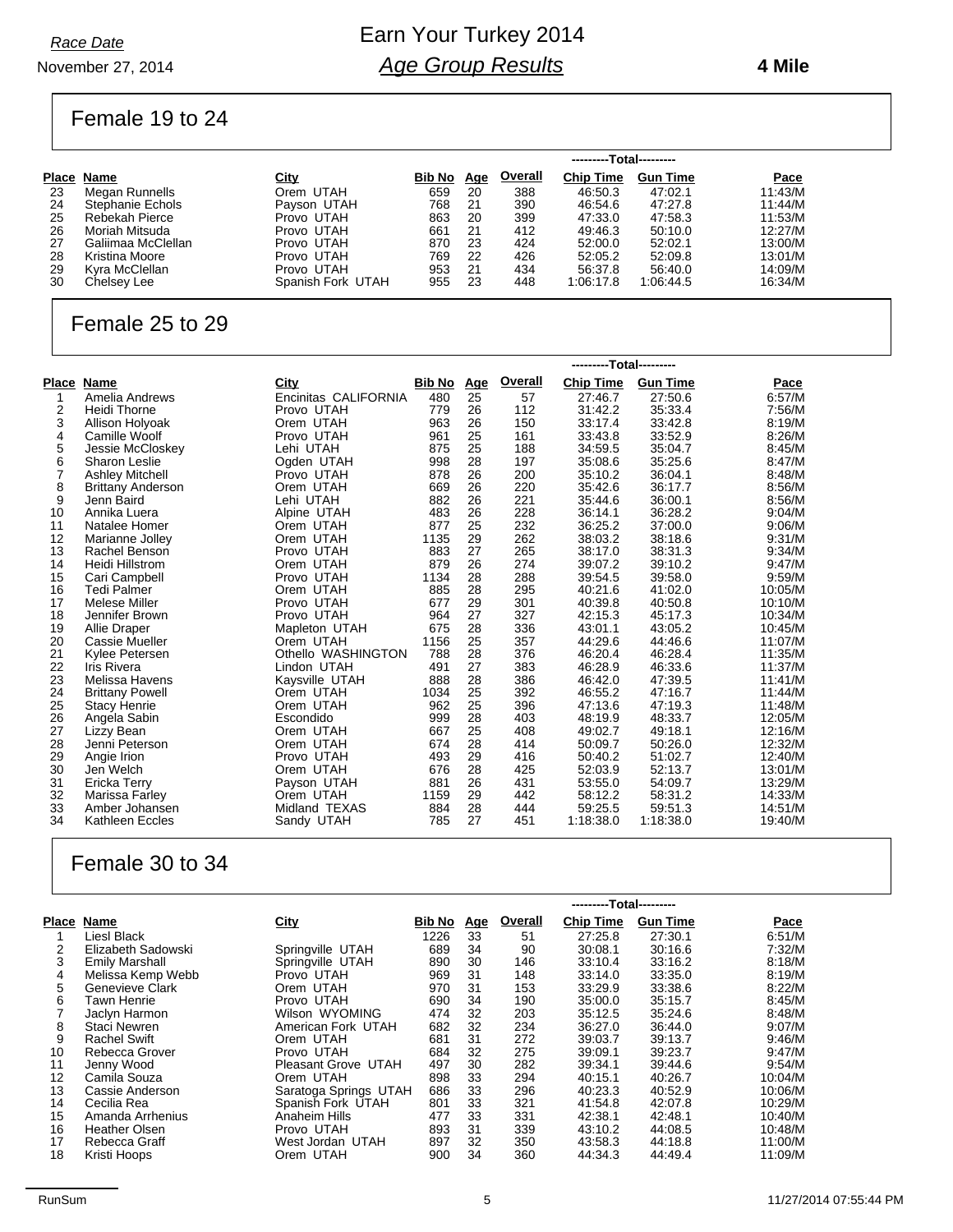# Earn Your Turkey 2014

## *Age Group Results*

*Race Date*

November 27, 2014

**4 Mile**

## Female 19 to 24

| Place | Name | City | Bib No | Age | Overall | ---------Total--------- Chip Time | Gun Time | Pace |
|---|---|---|---|---|---|---|---|---|
| 23 | Megan Runnells | Orem UTAH | 659 | 20 | 388 | 46:50.3 | 47:02.1 | 11:43/M |
| 24 | Stephanie Echols | Payson UTAH | 768 | 21 | 390 | 46:54.6 | 47:27.8 | 11:44/M |
| 25 | Rebekah Pierce | Provo UTAH | 863 | 20 | 399 | 47:33.0 | 47:58.3 | 11:53/M |
| 26 | Moriah Mitsuda | Provo UTAH | 661 | 21 | 412 | 49:46.3 | 50:10.0 | 12:27/M |
| 27 | Galiimaa McClellan | Provo UTAH | 870 | 23 | 424 | 52:00.0 | 52:02.1 | 13:00/M |
| 28 | Kristina Moore | Provo UTAH | 769 | 22 | 426 | 52:05.2 | 52:09.8 | 13:01/M |
| 29 | Kyra McClellan | Provo UTAH | 953 | 21 | 434 | 56:37.8 | 56:40.0 | 14:09/M |
| 30 | Chelsey Lee | Spanish Fork UTAH | 955 | 23 | 448 | 1:06:17.8 | 1:06:44.5 | 16:34/M |

## Female 25 to 29

| Place | Name | City | Bib No | Age | Overall | ---------Total--------- Chip Time | Gun Time | Pace |
|---|---|---|---|---|---|---|---|---|
| 1 | Amelia Andrews | Encinitas CALIFORNIA | 480 | 25 | 57 | 27:46.7 | 27:50.6 | 6:57/M |
| 2 | Heidi Thorne | Provo UTAH | 779 | 26 | 112 | 31:42.2 | 35:33.4 | 7:56/M |
| 3 | Allison Holyoak | Orem UTAH | 963 | 26 | 150 | 33:17.4 | 33:42.8 | 8:19/M |
| 4 | Camille Woolf | Provo UTAH | 961 | 25 | 161 | 33:43.8 | 33:52.9 | 8:26/M |
| 5 | Jessie McCloskey | Lehi UTAH | 875 | 25 | 188 | 34:59.5 | 35:04.7 | 8:45/M |
| 6 | Sharon Leslie | Ogden UTAH | 998 | 28 | 197 | 35:08.6 | 35:25.6 | 8:47/M |
| 7 | Ashley Mitchell | Provo UTAH | 878 | 26 | 200 | 35:10.2 | 36:04.1 | 8:48/M |
| 8 | Brittany Anderson | Orem UTAH | 669 | 26 | 220 | 35:42.6 | 36:17.7 | 8:56/M |
| 9 | Jenn Baird | Lehi UTAH | 882 | 26 | 221 | 35:44.6 | 36:00.1 | 8:56/M |
| 10 | Annika Luera | Alpine UTAH | 483 | 26 | 228 | 36:14.1 | 36:28.2 | 9:04/M |
| 11 | Natalee Homer | Orem UTAH | 877 | 25 | 232 | 36:25.2 | 37:00.0 | 9:06/M |
| 12 | Marianne Jolley | Orem UTAH | 1135 | 29 | 262 | 38:03.2 | 38:18.6 | 9:31/M |
| 13 | Rachel Benson | Provo UTAH | 883 | 27 | 265 | 38:17.0 | 38:31.3 | 9:34/M |
| 14 | Heidi Hillstrom | Orem UTAH | 879 | 26 | 274 | 39:07.2 | 39:10.2 | 9:47/M |
| 15 | Cari Campbell | Provo UTAH | 1134 | 28 | 288 | 39:54.5 | 39:58.0 | 9:59/M |
| 16 | Tedi Palmer | Orem UTAH | 885 | 28 | 295 | 40:21.6 | 41:02.0 | 10:05/M |
| 17 | Melese Miller | Provo UTAH | 677 | 29 | 301 | 40:39.8 | 40:50.8 | 10:10/M |
| 18 | Jennifer Brown | Provo UTAH | 964 | 27 | 327 | 42:15.3 | 45:17.3 | 10:34/M |
| 19 | Allie Draper | Mapleton UTAH | 675 | 28 | 336 | 43:01.1 | 43:05.2 | 10:45/M |
| 20 | Cassie Mueller | Orem UTAH | 1156 | 25 | 357 | 44:29.6 | 44:46.6 | 11:07/M |
| 21 | Kylee Petersen | Othello WASHINGTON | 788 | 28 | 376 | 46:20.4 | 46:28.4 | 11:35/M |
| 22 | Iris Rivera | Lindon UTAH | 491 | 27 | 383 | 46:28.9 | 46:33.6 | 11:37/M |
| 23 | Melissa Havens | Kaysville UTAH | 888 | 28 | 386 | 46:42.0 | 47:39.5 | 11:41/M |
| 24 | Brittany Powell | Orem UTAH | 1034 | 25 | 392 | 46:55.2 | 47:16.7 | 11:44/M |
| 25 | Stacy Henrie | Orem UTAH | 962 | 25 | 396 | 47:13.6 | 47:19.3 | 11:48/M |
| 26 | Angela Sabin | Escondido | 999 | 28 | 403 | 48:19.9 | 48:33.7 | 12:05/M |
| 27 | Lizzy Bean | Orem UTAH | 667 | 25 | 408 | 49:02.7 | 49:18.1 | 12:16/M |
| 28 | Jenni Peterson | Orem UTAH | 674 | 28 | 414 | 50:09.7 | 50:26.0 | 12:32/M |
| 29 | Angie Irion | Provo UTAH | 493 | 29 | 416 | 50:40.2 | 51:02.7 | 12:40/M |
| 30 | Jen Welch | Orem UTAH | 676 | 28 | 425 | 52:03.9 | 52:13.7 | 13:01/M |
| 31 | Ericka Terry | Payson UTAH | 881 | 26 | 431 | 53:55.0 | 54:09.7 | 13:29/M |
| 32 | Marissa Farley | Orem UTAH | 1159 | 29 | 442 | 58:12.2 | 58:31.2 | 14:33/M |
| 33 | Amber Johansen | Midland TEXAS | 884 | 28 | 444 | 59:25.5 | 59:51.3 | 14:51/M |
| 34 | Kathleen Eccles | Sandy UTAH | 785 | 27 | 451 | 1:18:38.0 | 1:18:38.0 | 19:40/M |

## Female 30 to 34

| Place | Name | City | Bib No | Age | Overall | ---------Total--------- Chip Time | Gun Time | Pace |
|---|---|---|---|---|---|---|---|---|
| 1 | Liesl Black | | 1226 | 33 | 51 | 27:25.8 | 27:30.1 | 6:51/M |
| 2 | Elizabeth Sadowski | Springville UTAH | 689 | 34 | 90 | 30:08.1 | 30:16.6 | 7:32/M |
| 3 | Emily Marshall | Springville UTAH | 890 | 30 | 146 | 33:10.4 | 33:16.2 | 8:18/M |
| 4 | Melissa Kemp Webb | Provo UTAH | 969 | 31 | 148 | 33:14.0 | 33:35.0 | 8:19/M |
| 5 | Genevieve Clark | Orem UTAH | 970 | 31 | 153 | 33:29.9 | 33:38.6 | 8:22/M |
| 6 | Tawn Henrie | Provo UTAH | 690 | 34 | 190 | 35:00.0 | 35:15.7 | 8:45/M |
| 7 | Jaclyn Harmon | Wilson WYOMING | 474 | 32 | 203 | 35:12.5 | 35:24.6 | 8:48/M |
| 8 | Staci Newren | American Fork UTAH | 682 | 32 | 234 | 36:27.0 | 36:44.0 | 9:07/M |
| 9 | Rachel Swift | Orem UTAH | 681 | 31 | 272 | 39:03.7 | 39:13.7 | 9:46/M |
| 10 | Rebecca Grover | Provo UTAH | 684 | 32 | 275 | 39:09.1 | 39:23.7 | 9:47/M |
| 11 | Jenny Wood | Pleasant Grove UTAH | 497 | 30 | 282 | 39:34.1 | 39:44.6 | 9:54/M |
| 12 | Camila Souza | Orem UTAH | 898 | 33 | 294 | 40:15.1 | 40:26.7 | 10:04/M |
| 13 | Cassie Anderson | Saratoga Springs UTAH | 686 | 33 | 296 | 40:23.3 | 40:52.9 | 10:06/M |
| 14 | Cecilia Rea | Spanish Fork UTAH | 801 | 33 | 321 | 41:54.8 | 42:07.8 | 10:29/M |
| 15 | Amanda Arrhenius | Anaheim Hills | 477 | 33 | 331 | 42:38.1 | 42:48.1 | 10:40/M |
| 16 | Heather Olsen | Provo UTAH | 893 | 31 | 339 | 43:10.2 | 44:08.5 | 10:48/M |
| 17 | Rebecca Graff | West Jordan UTAH | 897 | 32 | 350 | 43:58.3 | 44:18.8 | 11:00/M |
| 18 | Kristi Hoops | Orem UTAH | 900 | 34 | 360 | 44:34.3 | 44:49.4 | 11:09/M |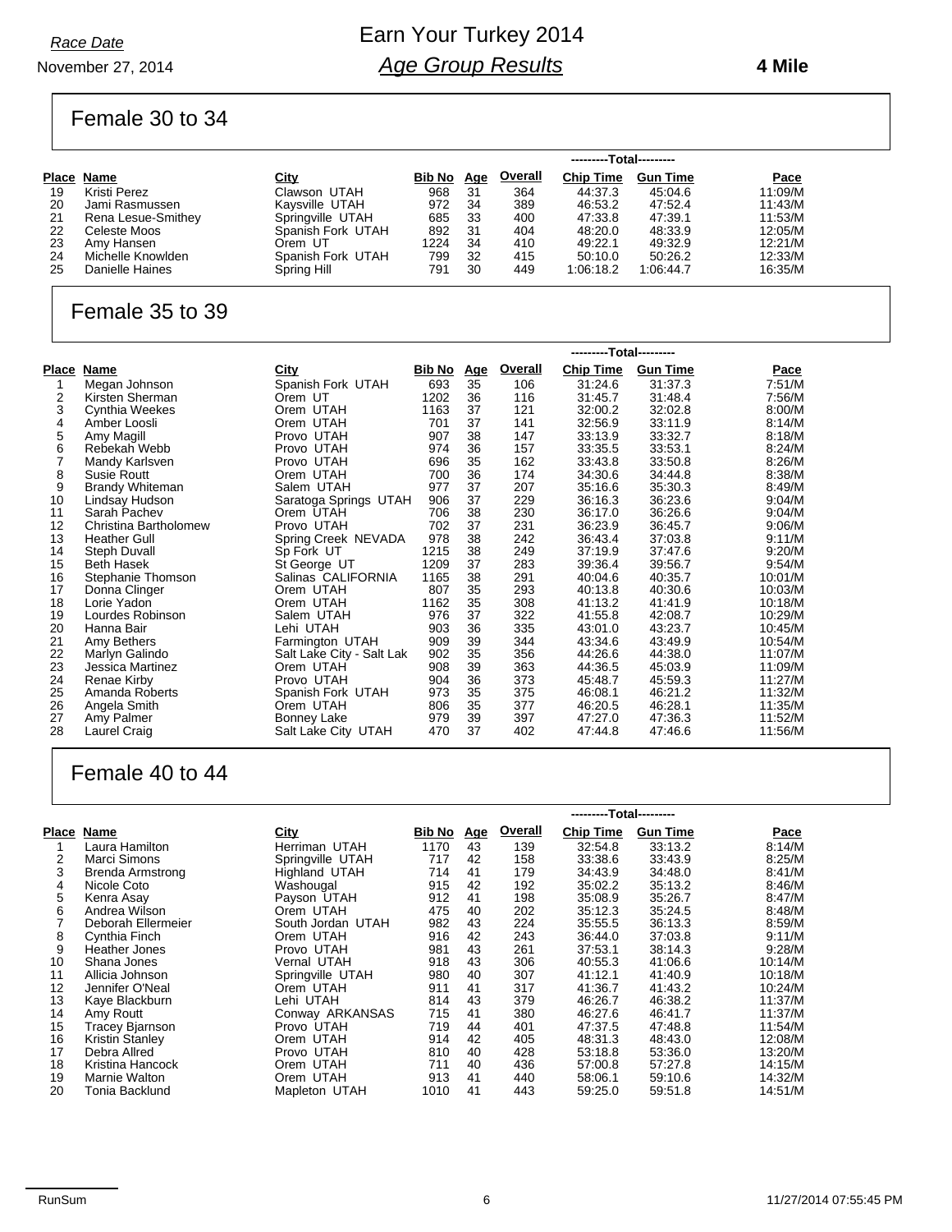*Race Date*

November 27, 2014

# Earn Your Turkey 2014
## *Age Group Results*

**4 Mile**

### Female 30 to 34

| | | | | | | ---------Total--------- | | |
|---|---|---|---|---|---|---|---|---|
| **Place** | **Name** | **City** | **Bib No** | **Age** | **Overall** | **Chip Time** | **Gun Time** | **Pace** |
| 19 | Kristi Perez | Clawson UTAH | 968 | 31 | 364 | 44:37.3 | 45:04.6 | 11:09/M |
| 20 | Jami Rasmussen | Kaysville UTAH | 972 | 34 | 389 | 46:53.2 | 47:52.4 | 11:43/M |
| 21 | Rena Lesue-Smithey | Springville UTAH | 685 | 33 | 400 | 47:33.8 | 47:39.1 | 11:53/M |
| 22 | Celeste Moos | Spanish Fork UTAH | 892 | 31 | 404 | 48:20.0 | 48:33.9 | 12:05/M |
| 23 | Amy Hansen | Orem UT | 1224 | 34 | 410 | 49:22.1 | 49:32.9 | 12:21/M |
| 24 | Michelle Knowlden | Spanish Fork UTAH | 799 | 32 | 415 | 50:10.0 | 50:26.2 | 12:33/M |
| 25 | Danielle Haines | Spring Hill | 791 | 30 | 449 | 1:06:18.2 | 1:06:44.7 | 16:35/M |

### Female 35 to 39

| | | | | | | ---------Total--------- | | |
|---|---|---|---|---|---|---|---|---|
| **Place** | **Name** | **City** | **Bib No** | **Age** | **Overall** | **Chip Time** | **Gun Time** | **Pace** |
| 1 | Megan Johnson | Spanish Fork UTAH | 693 | 35 | 106 | 31:24.6 | 31:37.3 | 7:51/M |
| 2 | Kirsten Sherman | Orem UT | 1202 | 36 | 116 | 31:45.7 | 31:48.4 | 7:56/M |
| 3 | Cynthia Weekes | Orem UTAH | 1163 | 37 | 121 | 32:00.2 | 32:02.8 | 8:00/M |
| 4 | Amber Loosli | Orem UTAH | 701 | 37 | 141 | 32:56.9 | 33:11.9 | 8:14/M |
| 5 | Amy Magill | Provo UTAH | 907 | 38 | 147 | 33:13.9 | 33:32.7 | 8:18/M |
| 6 | Rebekah Webb | Provo UTAH | 974 | 36 | 157 | 33:35.5 | 33:53.1 | 8:24/M |
| 7 | Mandy Karlsven | Provo UTAH | 696 | 35 | 162 | 33:43.8 | 33:50.8 | 8:26/M |
| 8 | Susie Routt | Orem UTAH | 700 | 36 | 174 | 34:30.6 | 34:44.8 | 8:38/M |
| 9 | Brandy Whiteman | Salem UTAH | 977 | 37 | 207 | 35:16.6 | 35:30.3 | 8:49/M |
| 10 | Lindsay Hudson | Saratoga Springs UTAH | 906 | 37 | 229 | 36:16.3 | 36:23.6 | 9:04/M |
| 11 | Sarah Pachev | Orem UTAH | 706 | 38 | 230 | 36:17.0 | 36:26.6 | 9:04/M |
| 12 | Christina Bartholomew | Provo UTAH | 702 | 37 | 231 | 36:23.9 | 36:45.7 | 9:06/M |
| 13 | Heather Gull | Spring Creek NEVADA | 978 | 38 | 242 | 36:43.4 | 37:03.8 | 9:11/M |
| 14 | Steph Duvall | Sp Fork UT | 1215 | 38 | 249 | 37:19.9 | 37:47.6 | 9:20/M |
| 15 | Beth Hasek | St George UT | 1209 | 37 | 283 | 39:36.4 | 39:56.7 | 9:54/M |
| 16 | Stephanie Thomson | Salinas CALIFORNIA | 1165 | 38 | 291 | 40:04.6 | 40:35.7 | 10:01/M |
| 17 | Donna Clinger | Orem UTAH | 807 | 35 | 293 | 40:13.8 | 40:30.6 | 10:03/M |
| 18 | Lorie Yadon | Orem UTAH | 1162 | 35 | 308 | 41:13.2 | 41:41.9 | 10:18/M |
| 19 | Lourdes Robinson | Salem UTAH | 976 | 37 | 322 | 41:55.8 | 42:08.7 | 10:29/M |
| 20 | Hanna Bair | Lehi UTAH | 903 | 36 | 335 | 43:01.0 | 43:23.7 | 10:45/M |
| 21 | Amy Bethers | Farmington UTAH | 909 | 39 | 344 | 43:34.6 | 43:49.9 | 10:54/M |
| 22 | Marlyn Galindo | Salt Lake City - Salt Lak | 902 | 35 | 356 | 44:26.6 | 44:38.0 | 11:07/M |
| 23 | Jessica Martinez | Orem UTAH | 908 | 39 | 363 | 44:36.5 | 45:03.9 | 11:09/M |
| 24 | Renae Kirby | Provo UTAH | 904 | 36 | 373 | 45:48.7 | 45:59.3 | 11:27/M |
| 25 | Amanda Roberts | Spanish Fork UTAH | 973 | 35 | 375 | 46:08.1 | 46:21.2 | 11:32/M |
| 26 | Angela Smith | Orem UTAH | 806 | 35 | 377 | 46:20.5 | 46:28.1 | 11:35/M |
| 27 | Amy Palmer | Bonney Lake | 979 | 39 | 397 | 47:27.0 | 47:36.3 | 11:52/M |
| 28 | Laurel Craig | Salt Lake City UTAH | 470 | 37 | 402 | 47:44.8 | 47:46.6 | 11:56/M |

### Female 40 to 44

| | | | | | | ---------Total--------- | | |
|---|---|---|---|---|---|---|---|---|
| **Place** | **Name** | **City** | **Bib No** | **Age** | **Overall** | **Chip Time** | **Gun Time** | **Pace** |
| 1 | Laura Hamilton | Herriman UTAH | 1170 | 43 | 139 | 32:54.8 | 33:13.2 | 8:14/M |
| 2 | Marci Simons | Springville UTAH | 717 | 42 | 158 | 33:38.6 | 33:43.9 | 8:25/M |
| 3 | Brenda Armstrong | Highland UTAH | 714 | 41 | 179 | 34:43.9 | 34:48.0 | 8:41/M |
| 4 | Nicole Coto | Washougal | 915 | 42 | 192 | 35:02.2 | 35:13.2 | 8:46/M |
| 5 | Kenra Asay | Payson UTAH | 912 | 41 | 198 | 35:08.9 | 35:26.7 | 8:47/M |
| 6 | Andrea Wilson | Orem UTAH | 475 | 40 | 202 | 35:12.3 | 35:24.5 | 8:48/M |
| 7 | Deborah Ellermeier | South Jordan UTAH | 982 | 43 | 224 | 35:55.5 | 36:13.3 | 8:59/M |
| 8 | Cynthia Finch | Orem UTAH | 916 | 42 | 243 | 36:44.0 | 37:03.8 | 9:11/M |
| 9 | Heather Jones | Provo UTAH | 981 | 43 | 261 | 37:53.1 | 38:14.3 | 9:28/M |
| 10 | Shana Jones | Vernal UTAH | 918 | 43 | 306 | 40:55.3 | 41:06.6 | 10:14/M |
| 11 | Allicia Johnson | Springville UTAH | 980 | 40 | 307 | 41:12.1 | 41:40.9 | 10:18/M |
| 12 | Jennifer O'Neal | Orem UTAH | 911 | 41 | 317 | 41:36.7 | 41:43.2 | 10:24/M |
| 13 | Kaye Blackburn | Lehi UTAH | 814 | 43 | 379 | 46:26.7 | 46:38.2 | 11:37/M |
| 14 | Amy Routt | Conway ARKANSAS | 715 | 41 | 380 | 46:27.6 | 46:41.7 | 11:37/M |
| 15 | Tracey Bjarnson | Provo UTAH | 719 | 44 | 401 | 47:37.5 | 47:48.8 | 11:54/M |
| 16 | Kristin Stanley | Orem UTAH | 914 | 42 | 405 | 48:31.3 | 48:43.0 | 12:08/M |
| 17 | Debra Allred | Provo UTAH | 810 | 40 | 428 | 53:18.8 | 53:36.0 | 13:20/M |
| 18 | Kristina Hancock | Orem UTAH | 711 | 40 | 436 | 57:00.8 | 57:27.8 | 14:15/M |
| 19 | Marnie Walton | Orem UTAH | 913 | 41 | 440 | 58:06.1 | 59:10.6 | 14:32/M |
| 20 | Tonia Backlund | Mapleton UTAH | 1010 | 41 | 443 | 59:25.0 | 59:51.8 | 14:51/M |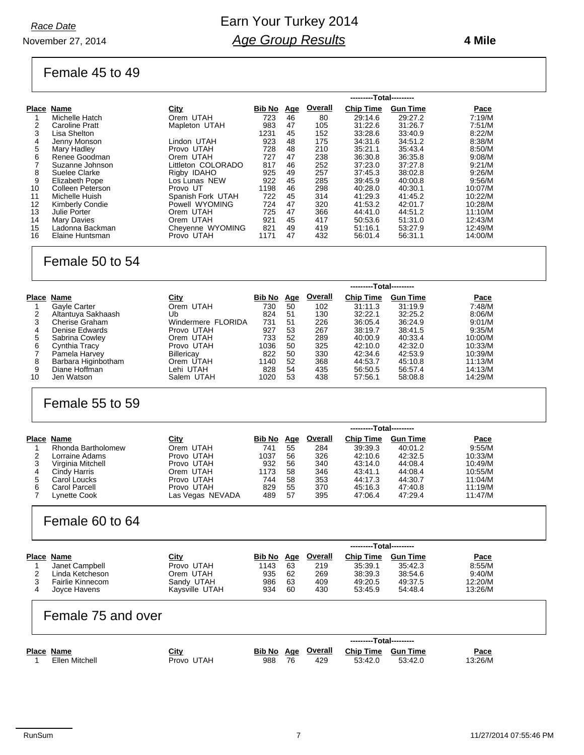*Race Date*

November 27, 2014

# Earn Your Turkey 2014

## *Age Group Results*

**4 Mile**

## Female 45 to 49

| Place | Name | City | Bib No | Age | Overall | Chip Time | Gun Time | Pace |
|---|---|---|---|---|---|---|---|---|
| | | | | | | ---------Total--------- | | |
| 1 | Michelle Hatch | Orem UTAH | 723 | 46 | 80 | 29:14.6 | 29:27.2 | 7:19/M |
| 2 | Caroline Pratt | Mapleton UTAH | 983 | 47 | 105 | 31:22.6 | 31:26.7 | 7:51/M |
| 3 | Lisa Shelton | | 1231 | 45 | 152 | 33:28.6 | 33:40.9 | 8:22/M |
| 4 | Jenny Monson | Lindon UTAH | 923 | 48 | 175 | 34:31.6 | 34:51.2 | 8:38/M |
| 5 | Mary Hadley | Provo UTAH | 728 | 48 | 210 | 35:21.1 | 35:43.4 | 8:50/M |
| 6 | Renee Goodman | Orem UTAH | 727 | 47 | 238 | 36:30.8 | 36:35.8 | 9:08/M |
| 7 | Suzanne Johnson | Littleton COLORADO | 817 | 46 | 252 | 37:23.0 | 37:27.8 | 9:21/M |
| 8 | Suelee Clarke | Rigby IDAHO | 925 | 49 | 257 | 37:45.3 | 38:02.8 | 9:26/M |
| 9 | Elizabeth Pope | Los Lunas NEW | 922 | 45 | 285 | 39:45.9 | 40:00.8 | 9:56/M |
| 10 | Colleen Peterson | Provo UT | 1198 | 46 | 298 | 40:28.0 | 40:30.1 | 10:07/M |
| 11 | Michelle Huish | Spanish Fork UTAH | 722 | 45 | 314 | 41:29.3 | 41:45.2 | 10:22/M |
| 12 | Kimberly Condie | Powell WYOMING | 724 | 47 | 320 | 41:53.2 | 42:01.7 | 10:28/M |
| 13 | Julie Porter | Orem UTAH | 725 | 47 | 366 | 44:41.0 | 44:51.2 | 11:10/M |
| 14 | Mary Davies | Orem UTAH | 921 | 45 | 417 | 50:53.6 | 51:31.0 | 12:43/M |
| 15 | Ladonna Backman | Cheyenne WYOMING | 821 | 49 | 419 | 51:16.1 | 53:27.9 | 12:49/M |
| 16 | Elaine Huntsman | Provo UTAH | 1171 | 47 | 432 | 56:01.4 | 56:31.1 | 14:00/M |

## Female 50 to 54

| Place | Name | City | Bib No | Age | Overall | Chip Time | Gun Time | Pace |
|---|---|---|---|---|---|---|---|---|
| | | | | | | ---------Total--------- | | |
| 1 | Gayle Carter | Orem UTAH | 730 | 50 | 102 | 31:11.3 | 31:19.9 | 7:48/M |
| 2 | Altantuya Sakhaash | Ub | 824 | 51 | 130 | 32:22.1 | 32:25.2 | 8:06/M |
| 3 | Cherise Graham | Windermere FLORIDA | 731 | 51 | 226 | 36:05.4 | 36:24.9 | 9:01/M |
| 4 | Denise Edwards | Provo UTAH | 927 | 53 | 267 | 38:19.7 | 38:41.5 | 9:35/M |
| 5 | Sabrina Cowley | Orem UTAH | 733 | 52 | 289 | 40:00.9 | 40:33.4 | 10:00/M |
| 6 | Cynthia Tracy | Provo UTAH | 1036 | 50 | 325 | 42:10.0 | 42:32.0 | 10:33/M |
| 7 | Pamela Harvey | Billericay | 822 | 50 | 330 | 42:34.6 | 42:53.9 | 10:39/M |
| 8 | Barbara Higinbotham | Orem UTAH | 1140 | 52 | 368 | 44:53.7 | 45:10.8 | 11:13/M |
| 9 | Diane Hoffman | Lehi UTAH | 828 | 54 | 435 | 56:50.5 | 56:57.4 | 14:13/M |
| 10 | Jen Watson | Salem UTAH | 1020 | 53 | 438 | 57:56.1 | 58:08.8 | 14:29/M |

## Female 55 to 59

| Place | Name | City | Bib No | Age | Overall | Chip Time | Gun Time | Pace |
|---|---|---|---|---|---|---|---|---|
| | | | | | | ---------Total--------- | | |
| 1 | Rhonda Bartholomew | Orem UTAH | 741 | 55 | 284 | 39:39.3 | 40:01.2 | 9:55/M |
| 2 | Lorraine Adams | Provo UTAH | 1037 | 56 | 326 | 42:10.6 | 42:32.5 | 10:33/M |
| 3 | Virginia Mitchell | Provo UTAH | 932 | 56 | 340 | 43:14.0 | 44:08.4 | 10:49/M |
| 4 | Cindy Harris | Orem UTAH | 1173 | 58 | 346 | 43:41.1 | 44:08.4 | 10:55/M |
| 5 | Carol Loucks | Provo UTAH | 744 | 58 | 353 | 44:17.3 | 44:30.7 | 11:04/M |
| 6 | Carol Parcell | Provo UTAH | 829 | 55 | 370 | 45:16.3 | 47:40.8 | 11:19/M |
| 7 | Lynette Cook | Las Vegas NEVADA | 489 | 57 | 395 | 47:06.4 | 47:29.4 | 11:47/M |

## Female 60 to 64

| Place | Name | City | Bib No | Age | Overall | Chip Time | Gun Time | Pace |
|---|---|---|---|---|---|---|---|---|
| | | | | | | ---------Total--------- | | |
| 1 | Janet Campbell | Provo UTAH | 1143 | 63 | 219 | 35:39.1 | 35:42.3 | 8:55/M |
| 2 | Linda Ketcheson | Orem UTAH | 935 | 62 | 269 | 38:39.3 | 38:54.6 | 9:40/M |
| 3 | Fairlie Kinnecom | Sandy UTAH | 986 | 63 | 409 | 49:20.5 | 49:37.5 | 12:20/M |
| 4 | Joyce Havens | Kaysville UTAH | 934 | 60 | 430 | 53:45.9 | 54:48.4 | 13:26/M |

## Female 75 and over

| Place | Name | City | Bib No | Age | Overall | Chip Time | Gun Time | Pace |
|---|---|---|---|---|---|---|---|---|
| | | | | | | ---------Total--------- | | |
| 1 | Ellen Mitchell | Provo UTAH | 988 | 76 | 429 | 53:42.0 | 53:42.0 | 13:26/M |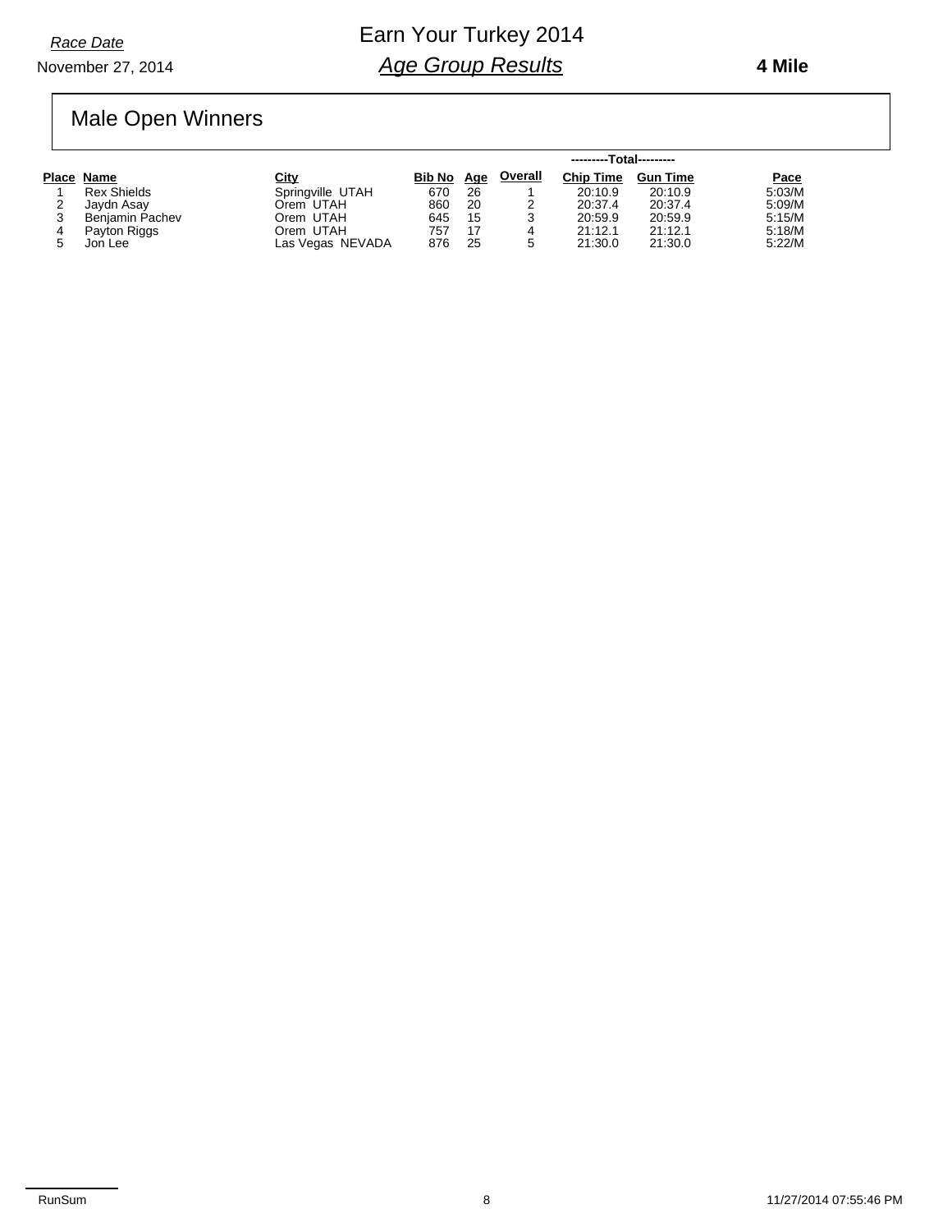*Race Date*

November 27, 2014

# Earn Your Turkey 2014

## *Age Group Results*

**4 Mile**

## Male Open Winners

| Place | Name | City | Bib No | Age | Overall | ---------Total--------- Chip Time | Gun Time | Pace |
|---|---|---|---|---|---|---|---|---|
| 1 | Rex Shields | Springville UTAH | 670 | 26 | 1 | 20:10.9 | 20:10.9 | 5:03/M |
| 2 | Jaydn Asay | Orem UTAH | 860 | 20 | 2 | 20:37.4 | 20:37.4 | 5:09/M |
| 3 | Benjamin Pachev | Orem UTAH | 645 | 15 | 3 | 20:59.9 | 20:59.9 | 5:15/M |
| 4 | Payton Riggs | Orem UTAH | 757 | 17 | 4 | 21:12.1 | 21:12.1 | 5:18/M |
| 5 | Jon Lee | Las Vegas NEVADA | 876 | 25 | 5 | 21:30.0 | 21:30.0 | 5:22/M |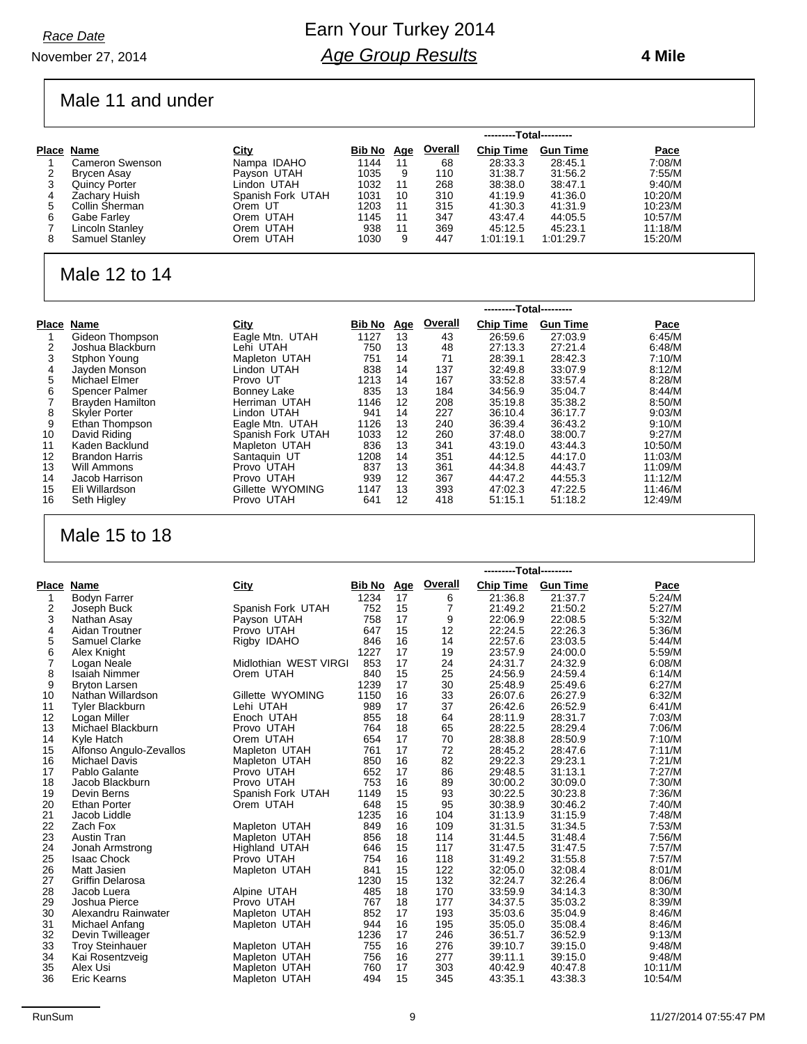*Race Date*

November 27, 2014

# Earn Your Turkey 2014

## *Age Group Results*

**4 Mile**

### Male 11 and under

| Place | Name | City | Bib No | Age | Overall | Chip Time | Gun Time | Pace |
|---|---|---|---|---|---|---|---|---|
| | | | | | | ---------Total--------- | | |
| 1 | Cameron Swenson | Nampa IDAHO | 1144 | 11 | 68 | 28:33.3 | 28:45.1 | 7:08/M |
| 2 | Brycen Asay | Payson UTAH | 1035 | 9 | 110 | 31:38.7 | 31:56.2 | 7:55/M |
| 3 | Quincy Porter | Lindon UTAH | 1032 | 11 | 268 | 38:38.0 | 38:47.1 | 9:40/M |
| 4 | Zachary Huish | Spanish Fork UTAH | 1031 | 10 | 310 | 41:19.9 | 41:36.0 | 10:20/M |
| 5 | Collin Sherman | Orem UT | 1203 | 11 | 315 | 41:30.3 | 41:31.9 | 10:23/M |
| 6 | Gabe Farley | Orem UTAH | 1145 | 11 | 347 | 43:47.4 | 44:05.5 | 10:57/M |
| 7 | Lincoln Stanley | Orem UTAH | 938 | 11 | 369 | 45:12.5 | 45:23.1 | 11:18/M |
| 8 | Samuel Stanley | Orem UTAH | 1030 | 9 | 447 | 1:01:19.1 | 1:01:29.7 | 15:20/M |

### Male 12 to 14

| Place | Name | City | Bib No | Age | Overall | Chip Time | Gun Time | Pace |
|---|---|---|---|---|---|---|---|---|
| | | | | | | ---------Total--------- | | |
| 1 | Gideon Thompson | Eagle Mtn. UTAH | 1127 | 13 | 43 | 26:59.6 | 27:03.9 | 6:45/M |
| 2 | Joshua Blackburn | Lehi UTAH | 750 | 13 | 48 | 27:13.3 | 27:21.4 | 6:48/M |
| 3 | Stphon Young | Mapleton UTAH | 751 | 14 | 71 | 28:39.1 | 28:42.3 | 7:10/M |
| 4 | Jayden Monson | Lindon UTAH | 838 | 14 | 137 | 32:49.8 | 33:07.9 | 8:12/M |
| 5 | Michael Elmer | Provo UT | 1213 | 14 | 167 | 33:52.8 | 33:57.4 | 8:28/M |
| 6 | Spencer Palmer | Bonney Lake | 835 | 13 | 184 | 34:56.9 | 35:04.7 | 8:44/M |
| 7 | Brayden Hamilton | Herriman UTAH | 1146 | 12 | 208 | 35:19.8 | 35:38.2 | 8:50/M |
| 8 | Skyler Porter | Lindon UTAH | 941 | 14 | 227 | 36:10.4 | 36:17.7 | 9:03/M |
| 9 | Ethan Thompson | Eagle Mtn. UTAH | 1126 | 13 | 240 | 36:39.4 | 36:43.2 | 9:10/M |
| 10 | David Riding | Spanish Fork UTAH | 1033 | 12 | 260 | 37:48.0 | 38:00.7 | 9:27/M |
| 11 | Kaden Backlund | Mapleton UTAH | 836 | 13 | 341 | 43:19.0 | 43:44.3 | 10:50/M |
| 12 | Brandon Harris | Santaquin UT | 1208 | 14 | 351 | 44:12.5 | 44:17.0 | 11:03/M |
| 13 | Will Ammons | Provo UTAH | 837 | 13 | 361 | 44:34.8 | 44:43.7 | 11:09/M |
| 14 | Jacob Harrison | Provo UTAH | 939 | 12 | 367 | 44:47.2 | 44:55.3 | 11:12/M |
| 15 | Eli Willardson | Gillette WYOMING | 1147 | 13 | 393 | 47:02.3 | 47:22.5 | 11:46/M |
| 16 | Seth Higley | Provo UTAH | 641 | 12 | 418 | 51:15.1 | 51:18.2 | 12:49/M |

### Male 15 to 18

| Place | Name | City | Bib No | Age | Overall | Chip Time | Gun Time | Pace |
|---|---|---|---|---|---|---|---|---|
| | | | | | | ---------Total--------- | | |
| 1 | Bodyn Farrer | | 1234 | 17 | 6 | 21:36.8 | 21:37.7 | 5:24/M |
| 2 | Joseph Buck | Spanish Fork UTAH | 752 | 15 | 7 | 21:49.2 | 21:50.2 | 5:27/M |
| 3 | Nathan Asay | Payson UTAH | 758 | 17 | 9 | 22:06.9 | 22:08.5 | 5:32/M |
| 4 | Aidan Troutner | Provo UTAH | 647 | 15 | 12 | 22:24.5 | 22:26.3 | 5:36/M |
| 5 | Samuel Clarke | Rigby IDAHO | 846 | 16 | 14 | 22:57.6 | 23:03.5 | 5:44/M |
| 6 | Alex Knight | | 1227 | 17 | 19 | 23:57.9 | 24:00.0 | 5:59/M |
| 7 | Logan Neale | Midlothian WEST VIRGI | 853 | 17 | 24 | 24:31.7 | 24:32.9 | 6:08/M |
| 8 | Isaiah Nimmer | Orem UTAH | 840 | 15 | 25 | 24:56.9 | 24:59.4 | 6:14/M |
| 9 | Bryton Larsen | | 1239 | 17 | 30 | 25:48.9 | 25:49.6 | 6:27/M |
| 10 | Nathan Willardson | Gillette WYOMING | 1150 | 16 | 33 | 26:07.6 | 26:27.9 | 6:32/M |
| 11 | Tyler Blackburn | Lehi UTAH | 989 | 17 | 37 | 26:42.6 | 26:52.9 | 6:41/M |
| 12 | Logan Miller | Enoch UTAH | 855 | 18 | 64 | 28:11.9 | 28:31.7 | 7:03/M |
| 13 | Michael Blackburn | Provo UTAH | 764 | 18 | 65 | 28:22.5 | 28:29.4 | 7:06/M |
| 14 | Kyle Hatch | Orem UTAH | 654 | 17 | 70 | 28:38.8 | 28:50.9 | 7:10/M |
| 15 | Alfonso Angulo-Zevallos | Mapleton UTAH | 761 | 17 | 72 | 28:45.2 | 28:47.6 | 7:11/M |
| 16 | Michael Davis | Mapleton UTAH | 850 | 16 | 82 | 29:22.3 | 29:23.1 | 7:21/M |
| 17 | Pablo Galante | Provo UTAH | 652 | 17 | 86 | 29:48.5 | 31:13.1 | 7:27/M |
| 18 | Jacob Blackburn | Provo UTAH | 753 | 16 | 89 | 30:00.2 | 30:09.0 | 7:30/M |
| 19 | Devin Berns | Spanish Fork UTAH | 1149 | 15 | 93 | 30:22.5 | 30:23.8 | 7:36/M |
| 20 | Ethan Porter | Orem UTAH | 648 | 15 | 95 | 30:38.9 | 30:46.2 | 7:40/M |
| 21 | Jacob Liddle | | 1235 | 16 | 104 | 31:13.9 | 31:15.9 | 7:48/M |
| 22 | Zach Fox | Mapleton UTAH | 849 | 16 | 109 | 31:31.5 | 31:34.5 | 7:53/M |
| 23 | Austin Tran | Mapleton UTAH | 856 | 18 | 114 | 31:44.5 | 31:48.4 | 7:56/M |
| 24 | Jonah Armstrong | Highland UTAH | 646 | 15 | 117 | 31:47.5 | 31:47.5 | 7:57/M |
| 25 | Isaac Chock | Provo UTAH | 754 | 16 | 118 | 31:49.2 | 31:55.8 | 7:57/M |
| 26 | Matt Jasien | Mapleton UTAH | 841 | 15 | 122 | 32:05.0 | 32:08.4 | 8:01/M |
| 27 | Griffin Delarosa | | 1230 | 15 | 132 | 32:24.7 | 32:26.4 | 8:06/M |
| 28 | Jacob Luera | Alpine UTAH | 485 | 18 | 170 | 33:59.9 | 34:14.3 | 8:30/M |
| 29 | Joshua Pierce | Provo UTAH | 767 | 18 | 177 | 34:37.5 | 35:03.2 | 8:39/M |
| 30 | Alexandru Rainwater | Mapleton UTAH | 852 | 17 | 193 | 35:03.6 | 35:04.9 | 8:46/M |
| 31 | Michael Anfang | Mapleton UTAH | 944 | 16 | 195 | 35:05.0 | 35:08.4 | 8:46/M |
| 32 | Devin Twilleager | | 1236 | 17 | 246 | 36:51.7 | 36:52.9 | 9:13/M |
| 33 | Troy Steinhauer | Mapleton UTAH | 755 | 16 | 276 | 39:10.7 | 39:15.0 | 9:48/M |
| 34 | Kai Rosentzveig | Mapleton UTAH | 756 | 16 | 277 | 39:11.1 | 39:15.0 | 9:48/M |
| 35 | Alex Usi | Mapleton UTAH | 760 | 17 | 303 | 40:42.9 | 40:47.8 | 10:11/M |
| 36 | Eric Kearns | Mapleton UTAH | 494 | 15 | 345 | 43:35.1 | 43:38.3 | 10:54/M |

RunSum 11/27/2014 07:55:47 PM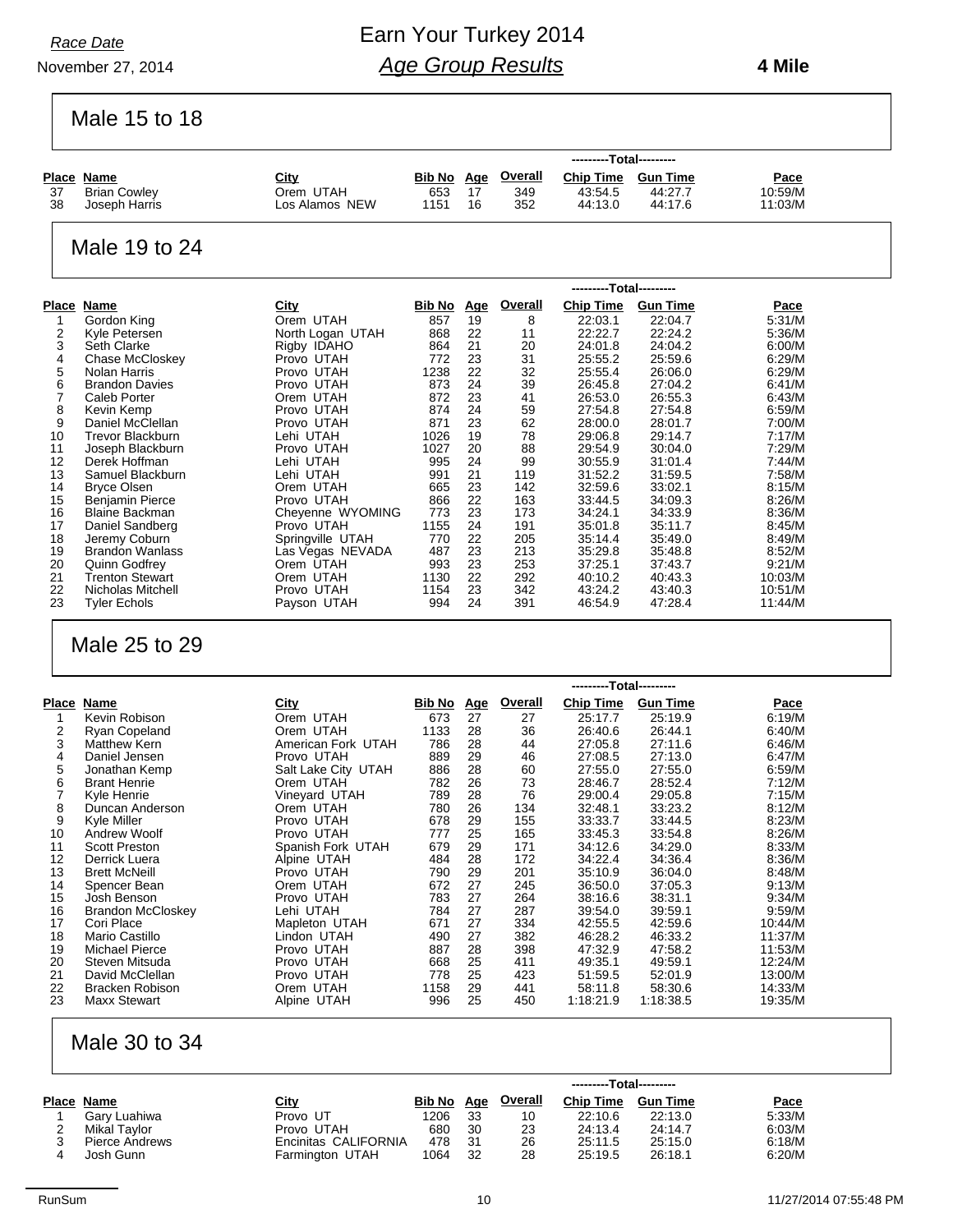Race Date

November 27, 2014

# Earn Your Turkey 2014

## Age Group Results

**4 Mile**

### Male 15 to 18

| Place | Name | City | Bib No | Age | Overall | Chip Time | Gun Time | Pace |
|---|---|---|---|---|---|---|---|---|
| 37 | Brian Cowley | Orem UTAH | 653 | 17 | 349 | 43:54.5 | 44:27.7 | 10:59/M |
| 38 | Joseph Harris | Los Alamos NEW | 1151 | 16 | 352 | 44:13.0 | 44:17.6 | 11:03/M |

### Male 19 to 24

| Place | Name | City | Bib No | Age | Overall | Chip Time | Gun Time | Pace |
|---|---|---|---|---|---|---|---|---|
| 1 | Gordon King | Orem UTAH | 857 | 19 | 8 | 22:03.1 | 22:04.7 | 5:31/M |
| 2 | Kyle Petersen | North Logan UTAH | 868 | 22 | 11 | 22:22.7 | 22:24.2 | 5:36/M |
| 3 | Seth Clarke | Rigby IDAHO | 864 | 21 | 20 | 24:01.8 | 24:04.2 | 6:00/M |
| 4 | Chase McCloskey | Provo UTAH | 772 | 23 | 31 | 25:55.2 | 25:59.6 | 6:29/M |
| 5 | Nolan Harris | Provo UTAH | 1238 | 22 | 32 | 25:55.4 | 26:06.0 | 6:29/M |
| 6 | Brandon Davies | Provo UTAH | 873 | 24 | 39 | 26:45.8 | 27:04.2 | 6:41/M |
| 7 | Caleb Porter | Orem UTAH | 872 | 23 | 41 | 26:53.0 | 26:55.3 | 6:43/M |
| 8 | Kevin Kemp | Provo UTAH | 874 | 24 | 59 | 27:54.8 | 27:54.8 | 6:59/M |
| 9 | Daniel McClellan | Provo UTAH | 871 | 23 | 62 | 28:00.0 | 28:01.7 | 7:00/M |
| 10 | Trevor Blackburn | Lehi UTAH | 1026 | 19 | 78 | 29:06.8 | 29:14.7 | 7:17/M |
| 11 | Joseph Blackburn | Provo UTAH | 1027 | 20 | 88 | 29:54.9 | 30:04.0 | 7:29/M |
| 12 | Derek Hoffman | Lehi UTAH | 995 | 24 | 99 | 30:55.9 | 31:01.4 | 7:44/M |
| 13 | Samuel Blackburn | Lehi UTAH | 991 | 21 | 119 | 31:52.2 | 31:59.5 | 7:58/M |
| 14 | Bryce Olsen | Orem UTAH | 665 | 23 | 142 | 32:59.6 | 33:02.1 | 8:15/M |
| 15 | Benjamin Pierce | Provo UTAH | 866 | 22 | 163 | 33:44.5 | 34:09.3 | 8:26/M |
| 16 | Blaine Backman | Cheyenne WYOMING | 773 | 23 | 173 | 34:24.1 | 34:33.9 | 8:36/M |
| 17 | Daniel Sandberg | Provo UTAH | 1155 | 24 | 191 | 35:01.8 | 35:11.7 | 8:45/M |
| 18 | Jeremy Coburn | Springville UTAH | 770 | 22 | 205 | 35:14.4 | 35:49.0 | 8:49/M |
| 19 | Brandon Wanlass | Las Vegas NEVADA | 487 | 23 | 213 | 35:29.8 | 35:48.8 | 8:52/M |
| 20 | Quinn Godfrey | Orem UTAH | 993 | 23 | 253 | 37:25.1 | 37:43.7 | 9:21/M |
| 21 | Trenton Stewart | Orem UTAH | 1130 | 22 | 292 | 40:10.2 | 40:43.3 | 10:03/M |
| 22 | Nicholas Mitchell | Provo UTAH | 1154 | 23 | 342 | 43:24.2 | 43:40.3 | 10:51/M |
| 23 | Tyler Echols | Payson UTAH | 994 | 24 | 391 | 46:54.9 | 47:28.4 | 11:44/M |

### Male 25 to 29

| Place | Name | City | Bib No | Age | Overall | Chip Time | Gun Time | Pace |
|---|---|---|---|---|---|---|---|---|
| 1 | Kevin Robison | Orem UTAH | 673 | 27 | 27 | 25:17.7 | 25:19.9 | 6:19/M |
| 2 | Ryan Copeland | Orem UTAH | 1133 | 28 | 36 | 26:40.6 | 26:44.1 | 6:40/M |
| 3 | Matthew Kern | American Fork UTAH | 786 | 28 | 44 | 27:05.8 | 27:11.6 | 6:46/M |
| 4 | Daniel Jensen | Provo UTAH | 889 | 29 | 46 | 27:08.5 | 27:13.0 | 6:47/M |
| 5 | Jonathan Kemp | Salt Lake City UTAH | 886 | 28 | 60 | 27:55.0 | 27:55.0 | 6:59/M |
| 6 | Brant Henrie | Orem UTAH | 782 | 26 | 73 | 28:46.7 | 28:52.4 | 7:12/M |
| 7 | Kyle Henrie | Vineyard UTAH | 789 | 28 | 76 | 29:00.4 | 29:05.8 | 7:15/M |
| 8 | Duncan Anderson | Orem UTAH | 780 | 26 | 134 | 32:48.1 | 33:23.2 | 8:12/M |
| 9 | Kyle Miller | Provo UTAH | 678 | 29 | 155 | 33:33.7 | 33:44.5 | 8:23/M |
| 10 | Andrew Woolf | Provo UTAH | 777 | 25 | 165 | 33:45.3 | 33:54.8 | 8:26/M |
| 11 | Scott Preston | Spanish Fork UTAH | 679 | 29 | 171 | 34:12.6 | 34:29.0 | 8:33/M |
| 12 | Derrick Luera | Alpine UTAH | 484 | 28 | 172 | 34:22.4 | 34:36.4 | 8:36/M |
| 13 | Brett McNeill | Provo UTAH | 790 | 29 | 201 | 35:10.9 | 36:04.0 | 8:48/M |
| 14 | Spencer Bean | Orem UTAH | 672 | 27 | 245 | 36:50.0 | 37:05.3 | 9:13/M |
| 15 | Josh Benson | Provo UTAH | 783 | 27 | 264 | 38:16.6 | 38:31.1 | 9:34/M |
| 16 | Brandon McCloskey | Lehi UTAH | 784 | 27 | 287 | 39:54.0 | 39:59.1 | 9:59/M |
| 17 | Cori Place | Mapleton UTAH | 671 | 27 | 334 | 42:55.5 | 42:59.6 | 10:44/M |
| 18 | Mario Castillo | Lindon UTAH | 490 | 27 | 382 | 46:28.2 | 46:33.2 | 11:37/M |
| 19 | Michael Pierce | Provo UTAH | 887 | 28 | 398 | 47:32.9 | 47:58.2 | 11:53/M |
| 20 | Steven Mitsuda | Provo UTAH | 668 | 25 | 411 | 49:35.1 | 49:59.1 | 12:24/M |
| 21 | David McClellan | Provo UTAH | 778 | 25 | 423 | 51:59.5 | 52:01.9 | 13:00/M |
| 22 | Bracken Robison | Orem UTAH | 1158 | 29 | 441 | 58:11.8 | 58:30.6 | 14:33/M |
| 23 | Maxx Stewart | Alpine UTAH | 996 | 25 | 450 | 1:18:21.9 | 1:18:38.5 | 19:35/M |

### Male 30 to 34

| Place | Name | City | Bib No | Age | Overall | Chip Time | Gun Time | Pace |
|---|---|---|---|---|---|---|---|---|
| 1 | Gary Luahiwa | Provo UT | 1206 | 33 | 10 | 22:10.6 | 22:13.0 | 5:33/M |
| 2 | Mikal Taylor | Provo UTAH | 680 | 30 | 23 | 24:13.4 | 24:14.7 | 6:03/M |
| 3 | Pierce Andrews | Encinitas CALIFORNIA | 478 | 31 | 26 | 25:11.5 | 25:15.0 | 6:18/M |
| 4 | Josh Gunn | Farmington UTAH | 1064 | 32 | 28 | 25:19.5 | 26:18.1 | 6:20/M |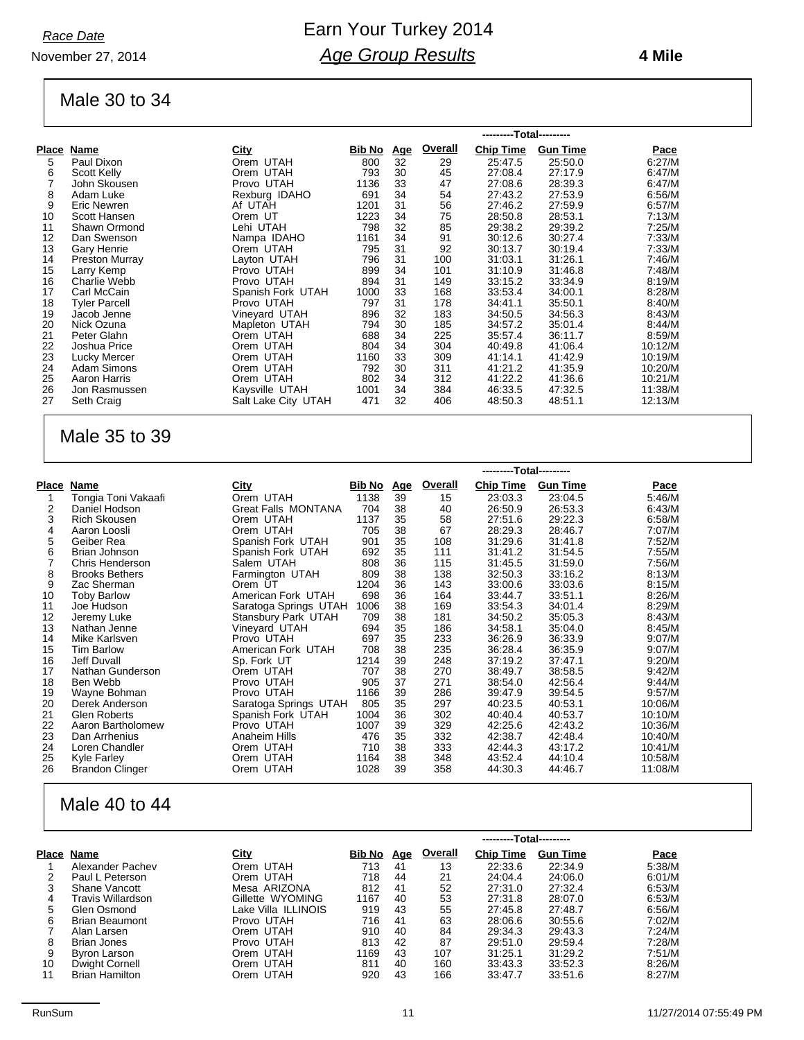*Race Date*

November 27, 2014

# Earn Your Turkey 2014

## *Age Group Results*

**4 Mile**

## Male 30 to 34

| Place | Name | City | Bib No | Age | Overall | Chip Time | Gun Time | Pace |
|---|---|---|---|---|---|---|---|---|
| | | | | | | ---------Total--------- | | |
| 5 | Paul Dixon | Orem UTAH | 800 | 32 | 29 | 25:47.5 | 25:50.0 | 6:27/M |
| 6 | Scott Kelly | Orem UTAH | 793 | 30 | 45 | 27:08.4 | 27:17.9 | 6:47/M |
| 7 | John Skousen | Provo UTAH | 1136 | 33 | 47 | 27:08.6 | 28:39.3 | 6:47/M |
| 8 | Adam Luke | Rexburg IDAHO | 691 | 34 | 54 | 27:43.2 | 27:53.9 | 6:56/M |
| 9 | Eric Newren | Af UTAH | 1201 | 31 | 56 | 27:46.2 | 27:59.9 | 6:57/M |
| 10 | Scott Hansen | Orem UT | 1223 | 34 | 75 | 28:50.8 | 28:53.1 | 7:13/M |
| 11 | Shawn Ormond | Lehi UTAH | 798 | 32 | 85 | 29:38.2 | 29:39.2 | 7:25/M |
| 12 | Dan Swenson | Nampa IDAHO | 1161 | 34 | 91 | 30:12.6 | 30:27.4 | 7:33/M |
| 13 | Gary Henrie | Orem UTAH | 795 | 31 | 92 | 30:13.7 | 30:19.4 | 7:33/M |
| 14 | Preston Murray | Layton UTAH | 796 | 31 | 100 | 31:03.1 | 31:26.1 | 7:46/M |
| 15 | Larry Kemp | Provo UTAH | 899 | 34 | 101 | 31:10.9 | 31:46.8 | 7:48/M |
| 16 | Charlie Webb | Provo UTAH | 894 | 31 | 149 | 33:15.2 | 33:34.9 | 8:19/M |
| 17 | Carl McCain | Spanish Fork UTAH | 1000 | 33 | 168 | 33:53.4 | 34:00.1 | 8:28/M |
| 18 | Tyler Parcell | Provo UTAH | 797 | 31 | 178 | 34:41.1 | 35:50.1 | 8:40/M |
| 19 | Jacob Jenne | Vineyard UTAH | 896 | 32 | 183 | 34:50.5 | 34:56.3 | 8:43/M |
| 20 | Nick Ozuna | Mapleton UTAH | 794 | 30 | 185 | 34:57.2 | 35:01.4 | 8:44/M |
| 21 | Peter Glahn | Orem UTAH | 688 | 34 | 225 | 35:57.4 | 36:11.7 | 8:59/M |
| 22 | Joshua Price | Orem UTAH | 804 | 34 | 304 | 40:49.8 | 41:06.4 | 10:12/M |
| 23 | Lucky Mercer | Orem UTAH | 1160 | 33 | 309 | 41:14.1 | 41:42.9 | 10:19/M |
| 24 | Adam Simons | Orem UTAH | 792 | 30 | 311 | 41:21.2 | 41:35.9 | 10:20/M |
| 25 | Aaron Harris | Orem UTAH | 802 | 34 | 312 | 41:22.2 | 41:36.6 | 10:21/M |
| 26 | Jon Rasmussen | Kaysville UTAH | 1001 | 34 | 384 | 46:33.5 | 47:32.5 | 11:38/M |
| 27 | Seth Craig | Salt Lake City UTAH | 471 | 32 | 406 | 48:50.3 | 48:51.1 | 12:13/M |

## Male 35 to 39

| Place | Name | City | Bib No | Age | Overall | Chip Time | Gun Time | Pace |
|---|---|---|---|---|---|---|---|---|
| | | | | | | ---------Total--------- | | |
| 1 | Tongia Toni Vakaafi | Orem UTAH | 1138 | 39 | 15 | 23:03.3 | 23:04.5 | 5:46/M |
| 2 | Daniel Hodson | Great Falls MONTANA | 704 | 38 | 40 | 26:50.9 | 26:53.3 | 6:43/M |
| 3 | Rich Skousen | Orem UTAH | 1137 | 35 | 58 | 27:51.6 | 29:22.3 | 6:58/M |
| 4 | Aaron Loosli | Orem UTAH | 705 | 38 | 67 | 28:29.3 | 28:46.7 | 7:07/M |
| 5 | Geiber Rea | Spanish Fork UTAH | 901 | 35 | 108 | 31:29.6 | 31:41.8 | 7:52/M |
| 6 | Brian Johnson | Spanish Fork UTAH | 692 | 35 | 111 | 31:41.2 | 31:54.5 | 7:55/M |
| 7 | Chris Henderson | Salem UTAH | 808 | 36 | 115 | 31:45.5 | 31:59.0 | 7:56/M |
| 8 | Brooks Bethers | Farmington UTAH | 809 | 38 | 138 | 32:50.3 | 33:16.2 | 8:13/M |
| 9 | Zac Sherman | Orem UT | 1204 | 36 | 143 | 33:00.6 | 33:03.6 | 8:15/M |
| 10 | Toby Barlow | American Fork UTAH | 698 | 36 | 164 | 33:44.7 | 33:51.1 | 8:26/M |
| 11 | Joe Hudson | Saratoga Springs UTAH | 1006 | 38 | 169 | 33:54.3 | 34:01.4 | 8:29/M |
| 12 | Jeremy Luke | Stansbury Park UTAH | 709 | 38 | 181 | 34:50.2 | 35:05.3 | 8:43/M |
| 13 | Nathan Jenne | Vineyard UTAH | 694 | 35 | 186 | 34:58.1 | 35:04.0 | 8:45/M |
| 14 | Mike Karlsven | Provo UTAH | 697 | 35 | 233 | 36:26.9 | 36:33.9 | 9:07/M |
| 15 | Tim Barlow | American Fork UTAH | 708 | 38 | 235 | 36:28.4 | 36:35.9 | 9:07/M |
| 16 | Jeff Duvall | Sp. Fork UT | 1214 | 39 | 248 | 37:19.2 | 37:47.1 | 9:20/M |
| 17 | Nathan Gunderson | Orem UTAH | 707 | 38 | 270 | 38:49.7 | 38:58.5 | 9:42/M |
| 18 | Ben Webb | Provo UTAH | 905 | 37 | 271 | 38:54.0 | 42:56.4 | 9:44/M |
| 19 | Wayne Bohman | Provo UTAH | 1166 | 39 | 286 | 39:47.9 | 39:54.5 | 9:57/M |
| 20 | Derek Anderson | Saratoga Springs UTAH | 805 | 35 | 297 | 40:23.5 | 40:53.1 | 10:06/M |
| 21 | Glen Roberts | Spanish Fork UTAH | 1004 | 36 | 302 | 40:40.4 | 40:53.7 | 10:10/M |
| 22 | Aaron Bartholomew | Provo UTAH | 1007 | 39 | 329 | 42:25.6 | 42:43.2 | 10:36/M |
| 23 | Dan Arrhenius | Anaheim Hills | 476 | 35 | 332 | 42:38.7 | 42:48.4 | 10:40/M |
| 24 | Loren Chandler | Orem UTAH | 710 | 38 | 333 | 42:44.3 | 43:17.2 | 10:41/M |
| 25 | Kyle Farley | Orem UTAH | 1164 | 38 | 348 | 43:52.4 | 44:10.4 | 10:58/M |
| 26 | Brandon Clinger | Orem UTAH | 1028 | 39 | 358 | 44:30.3 | 44:46.7 | 11:08/M |

## Male 40 to 44

| Place | Name | City | Bib No | Age | Overall | Chip Time | Gun Time | Pace |
|---|---|---|---|---|---|---|---|---|
| | | | | | | ---------Total--------- | | |
| 1 | Alexander Pachev | Orem UTAH | 713 | 41 | 13 | 22:33.6 | 22:34.9 | 5:38/M |
| 2 | Paul L Peterson | Orem UTAH | 718 | 44 | 21 | 24:04.4 | 24:06.0 | 6:01/M |
| 3 | Shane Vancott | Mesa ARIZONA | 812 | 41 | 52 | 27:31.0 | 27:32.4 | 6:53/M |
| 4 | Travis Willardson | Gillette WYOMING | 1167 | 40 | 53 | 27:31.8 | 28:07.0 | 6:53/M |
| 5 | Glen Osmond | Lake Villa ILLINOIS | 919 | 43 | 55 | 27:45.8 | 27:48.7 | 6:56/M |
| 6 | Brian Beaumont | Provo UTAH | 716 | 41 | 63 | 28:06.6 | 30:55.6 | 7:02/M |
| 7 | Alan Larsen | Orem UTAH | 910 | 40 | 84 | 29:34.3 | 29:43.3 | 7:24/M |
| 8 | Brian Jones | Provo UTAH | 813 | 42 | 87 | 29:51.0 | 29:59.4 | 7:28/M |
| 9 | Byron Larson | Orem UTAH | 1169 | 43 | 107 | 31:25.1 | 31:29.2 | 7:51/M |
| 10 | Dwight Cornell | Orem UTAH | 811 | 40 | 160 | 33:43.3 | 33:52.3 | 8:26/M |
| 11 | Brian Hamilton | Orem UTAH | 920 | 43 | 166 | 33:47.7 | 33:51.6 | 8:27/M |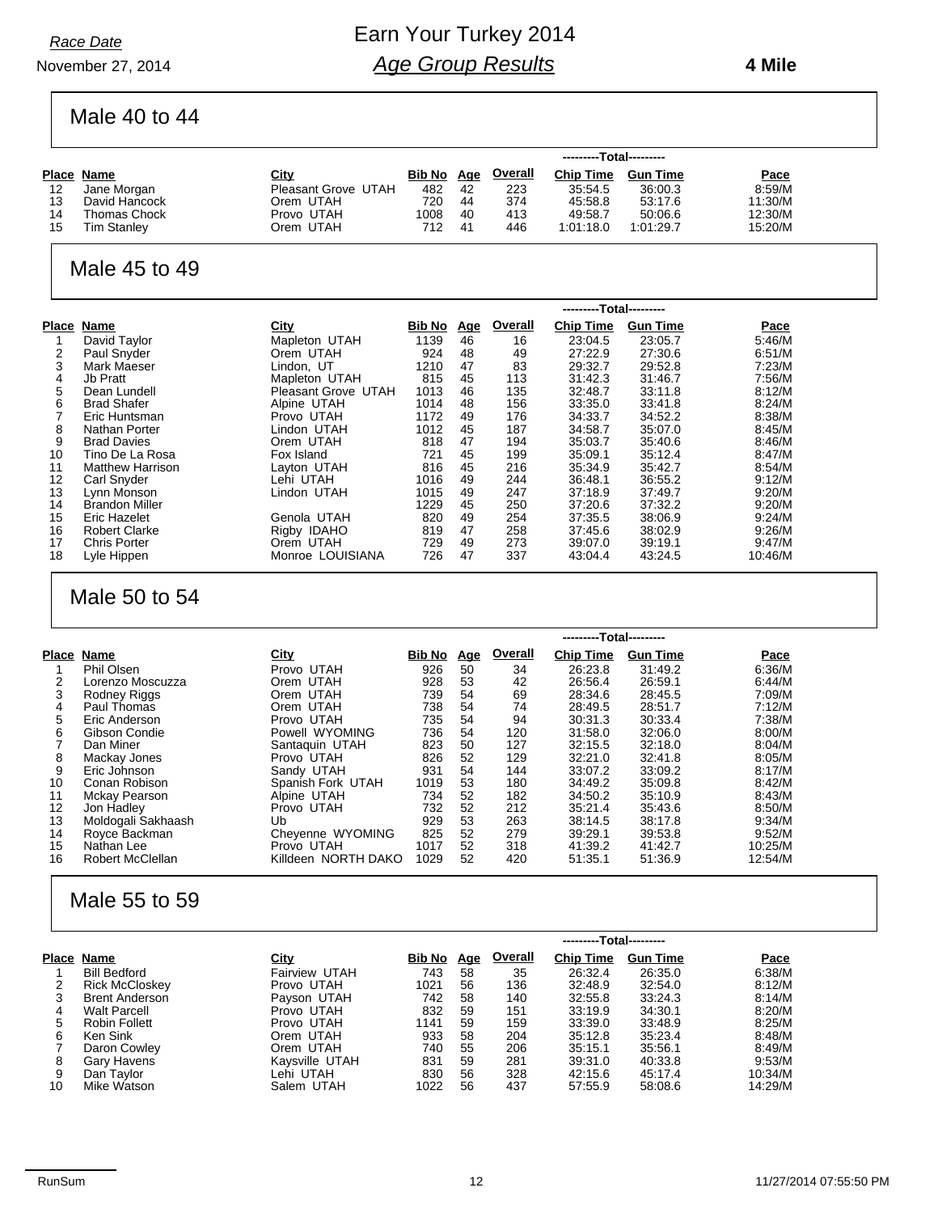# Earn Your Turkey 2014

## *Age Group Results*

*Race Date*
November 27, 2014

**4 Mile**

## Male 40 to 44

| Place | Name | City | Bib No | Age | Overall | Chip Time | Gun Time | Pace |
|---|---|---|---|---|---|---|---|---|
| | | | | | | ---------Total--------- | | |
| 12 | Jane Morgan | Pleasant Grove UTAH | 482 | 42 | 223 | 35:54.5 | 36:00.3 | 8:59/M |
| 13 | David Hancock | Orem UTAH | 720 | 44 | 374 | 45:58.8 | 53:17.6 | 11:30/M |
| 14 | Thomas Chock | Provo UTAH | 1008 | 40 | 413 | 49:58.7 | 50:06.6 | 12:30/M |
| 15 | Tim Stanley | Orem UTAH | 712 | 41 | 446 | 1:01:18.0 | 1:01:29.7 | 15:20/M |

## Male 45 to 49

| Place | Name | City | Bib No | Age | Overall | Chip Time | Gun Time | Pace |
|---|---|---|---|---|---|---|---|---|
| | | | | | | ---------Total--------- | | |
| 1 | David Taylor | Mapleton UTAH | 1139 | 46 | 16 | 23:04.5 | 23:05.7 | 5:46/M |
| 2 | Paul Snyder | Orem UTAH | 924 | 48 | 49 | 27:22.9 | 27:30.6 | 6:51/M |
| 3 | Mark Maeser | Lindon, UT | 1210 | 47 | 83 | 29:32.7 | 29:52.8 | 7:23/M |
| 4 | Jb Pratt | Mapleton UTAH | 815 | 45 | 113 | 31:42.3 | 31:46.7 | 7:56/M |
| 5 | Dean Lundell | Pleasant Grove UTAH | 1013 | 46 | 135 | 32:48.7 | 33:11.8 | 8:12/M |
| 6 | Brad Shafer | Alpine UTAH | 1014 | 48 | 156 | 33:35.0 | 33:41.8 | 8:24/M |
| 7 | Eric Huntsman | Provo UTAH | 1172 | 49 | 176 | 34:33.7 | 34:52.2 | 8:38/M |
| 8 | Nathan Porter | Lindon UTAH | 1012 | 45 | 187 | 34:58.7 | 35:07.0 | 8:45/M |
| 9 | Brad Davies | Orem UTAH | 818 | 47 | 194 | 35:03.7 | 35:40.6 | 8:46/M |
| 10 | Tino De La Rosa | Fox Island | 721 | 45 | 199 | 35:09.1 | 35:12.4 | 8:47/M |
| 11 | Matthew Harrison | Layton UTAH | 816 | 45 | 216 | 35:34.9 | 35:42.7 | 8:54/M |
| 12 | Carl Snyder | Lehi UTAH | 1016 | 49 | 244 | 36:48.1 | 36:55.2 | 9:12/M |
| 13 | Lynn Monson | Lindon UTAH | 1015 | 49 | 247 | 37:18.9 | 37:49.7 | 9:20/M |
| 14 | Brandon Miller | | 1229 | 45 | 250 | 37:20.6 | 37:32.2 | 9:20/M |
| 15 | Eric Hazelet | Genola UTAH | 820 | 49 | 254 | 37:35.5 | 38:06.9 | 9:24/M |
| 16 | Robert Clarke | Rigby IDAHO | 819 | 47 | 258 | 37:45.6 | 38:02.9 | 9:26/M |
| 17 | Chris Porter | Orem UTAH | 729 | 49 | 273 | 39:07.0 | 39:19.1 | 9:47/M |
| 18 | Lyle Hippen | Monroe LOUISIANA | 726 | 47 | 337 | 43:04.4 | 43:24.5 | 10:46/M |

## Male 50 to 54

| Place | Name | City | Bib No | Age | Overall | Chip Time | Gun Time | Pace |
|---|---|---|---|---|---|---|---|---|
| | | | | | | ---------Total--------- | | |
| 1 | Phil Olsen | Provo UTAH | 926 | 50 | 34 | 26:23.8 | 31:49.2 | 6:36/M |
| 2 | Lorenzo Moscuzza | Orem UTAH | 928 | 53 | 42 | 26:56.4 | 26:59.1 | 6:44/M |
| 3 | Rodney Riggs | Orem UTAH | 739 | 54 | 69 | 28:34.6 | 28:45.5 | 7:09/M |
| 4 | Paul Thomas | Orem UTAH | 738 | 54 | 74 | 28:49.5 | 28:51.7 | 7:12/M |
| 5 | Eric Anderson | Provo UTAH | 735 | 54 | 94 | 30:31.3 | 30:33.4 | 7:38/M |
| 6 | Gibson Condie | Powell WYOMING | 736 | 54 | 120 | 31:58.0 | 32:06.0 | 8:00/M |
| 7 | Dan Miner | Santaquin UTAH | 823 | 50 | 127 | 32:15.5 | 32:18.0 | 8:04/M |
| 8 | Mackay Jones | Provo UTAH | 826 | 52 | 129 | 32:21.0 | 32:41.8 | 8:05/M |
| 9 | Eric Johnson | Sandy UTAH | 931 | 54 | 144 | 33:07.2 | 33:09.2 | 8:17/M |
| 10 | Conan Robison | Spanish Fork UTAH | 1019 | 53 | 180 | 34:49.2 | 35:09.8 | 8:42/M |
| 11 | Mckay Pearson | Alpine UTAH | 734 | 52 | 182 | 34:50.2 | 35:10.9 | 8:43/M |
| 12 | Jon Hadley | Provo UTAH | 732 | 52 | 212 | 35:21.4 | 35:43.6 | 8:50/M |
| 13 | Moldogali Sakhaash | Ub | 929 | 53 | 263 | 38:14.5 | 38:17.8 | 9:34/M |
| 14 | Royce Backman | Cheyenne WYOMING | 825 | 52 | 279 | 39:29.1 | 39:53.8 | 9:52/M |
| 15 | Nathan Lee | Provo UTAH | 1017 | 52 | 318 | 41:39.2 | 41:42.7 | 10:25/M |
| 16 | Robert McClellan | Killdeen NORTH DAKO | 1029 | 52 | 420 | 51:35.1 | 51:36.9 | 12:54/M |

## Male 55 to 59

| Place | Name | City | Bib No | Age | Overall | Chip Time | Gun Time | Pace |
|---|---|---|---|---|---|---|---|---|
| | | | | | | ---------Total--------- | | |
| 1 | Bill Bedford | Fairview UTAH | 743 | 58 | 35 | 26:32.4 | 26:35.0 | 6:38/M |
| 2 | Rick McCloskey | Provo UTAH | 1021 | 56 | 136 | 32:48.9 | 32:54.0 | 8:12/M |
| 3 | Brent Anderson | Payson UTAH | 742 | 58 | 140 | 32:55.8 | 33:24.3 | 8:14/M |
| 4 | Walt Parcell | Provo UTAH | 832 | 59 | 151 | 33:19.9 | 34:30.1 | 8:20/M |
| 5 | Robin Follett | Provo UTAH | 1141 | 59 | 159 | 33:39.0 | 33:48.9 | 8:25/M |
| 6 | Ken Sink | Orem UTAH | 933 | 58 | 204 | 35:12.8 | 35:23.4 | 8:48/M |
| 7 | Daron Cowley | Orem UTAH | 740 | 55 | 206 | 35:15.1 | 35:56.1 | 8:49/M |
| 8 | Gary Havens | Kaysville UTAH | 831 | 59 | 281 | 39:31.0 | 40:33.8 | 9:53/M |
| 9 | Dan Taylor | Lehi UTAH | 830 | 56 | 328 | 42:15.6 | 45:17.4 | 10:34/M |
| 10 | Mike Watson | Salem UTAH | 1022 | 56 | 437 | 57:55.9 | 58:08.6 | 14:29/M |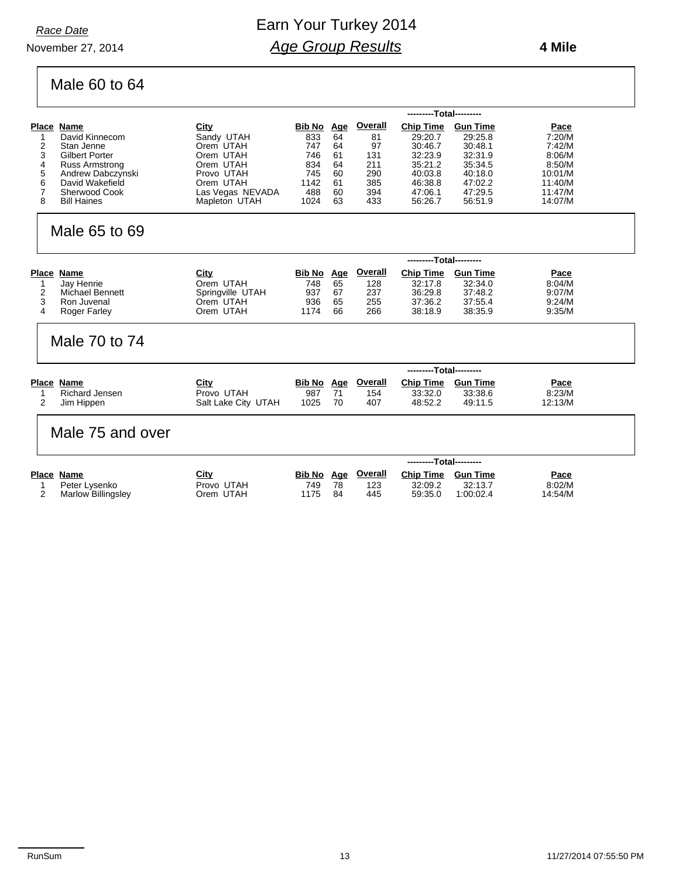*Race Date*

November 27, 2014

# Earn Your Turkey 2014

## *Age Group Results*

**4 Mile**

### Male 60 to 64

| Place | Name | City | Bib No | Age | Overall | Chip Time | Gun Time | Pace |
|---|---|---|---|---|---|---|---|---|
| | | | | | | ---------Total--------- | | |
| 1 | David Kinnecom | Sandy UTAH | 833 | 64 | 81 | 29:20.7 | 29:25.8 | 7:20/M |
| 2 | Stan Jenne | Orem UTAH | 747 | 64 | 97 | 30:46.7 | 30:48.1 | 7:42/M |
| 3 | Gilbert Porter | Orem UTAH | 746 | 61 | 131 | 32:23.9 | 32:31.9 | 8:06/M |
| 4 | Russ Armstrong | Orem UTAH | 834 | 64 | 211 | 35:21.2 | 35:34.5 | 8:50/M |
| 5 | Andrew Dabczynski | Provo UTAH | 745 | 60 | 290 | 40:03.8 | 40:18.0 | 10:01/M |
| 6 | David Wakefield | Orem UTAH | 1142 | 61 | 385 | 46:38.8 | 47:02.2 | 11:40/M |
| 7 | Sherwood Cook | Las Vegas NEVADA | 488 | 60 | 394 | 47:06.1 | 47:29.5 | 11:47/M |
| 8 | Bill Haines | Mapleton UTAH | 1024 | 63 | 433 | 56:26.7 | 56:51.9 | 14:07/M |

### Male 65 to 69

| Place | Name | City | Bib No | Age | Overall | Chip Time | Gun Time | Pace |
|---|---|---|---|---|---|---|---|---|
| | | | | | | ---------Total--------- | | |
| 1 | Jay Henrie | Orem UTAH | 748 | 65 | 128 | 32:17.8 | 32:34.0 | 8:04/M |
| 2 | Michael Bennett | Springville UTAH | 937 | 67 | 237 | 36:29.8 | 37:48.2 | 9:07/M |
| 3 | Ron Juvenal | Orem UTAH | 936 | 65 | 255 | 37:36.2 | 37:55.4 | 9:24/M |
| 4 | Roger Farley | Orem UTAH | 1174 | 66 | 266 | 38:18.9 | 38:35.9 | 9:35/M |

### Male 70 to 74

| Place | Name | City | Bib No | Age | Overall | Chip Time | Gun Time | Pace |
|---|---|---|---|---|---|---|---|---|
| | | | | | | ---------Total--------- | | |
| 1 | Richard Jensen | Provo UTAH | 987 | 71 | 154 | 33:32.0 | 33:38.6 | 8:23/M |
| 2 | Jim Hippen | Salt Lake City UTAH | 1025 | 70 | 407 | 48:52.2 | 49:11.5 | 12:13/M |

### Male 75 and over

| Place | Name | City | Bib No | Age | Overall | Chip Time | Gun Time | Pace |
|---|---|---|---|---|---|---|---|---|
| | | | | | | ---------Total--------- | | |
| 1 | Peter Lysenko | Provo UTAH | 749 | 78 | 123 | 32:09.2 | 32:13.7 | 8:02/M |
| 2 | Marlow Billingsley | Orem UTAH | 1175 | 84 | 445 | 59:35.0 | 1:00:02.4 | 14:54/M |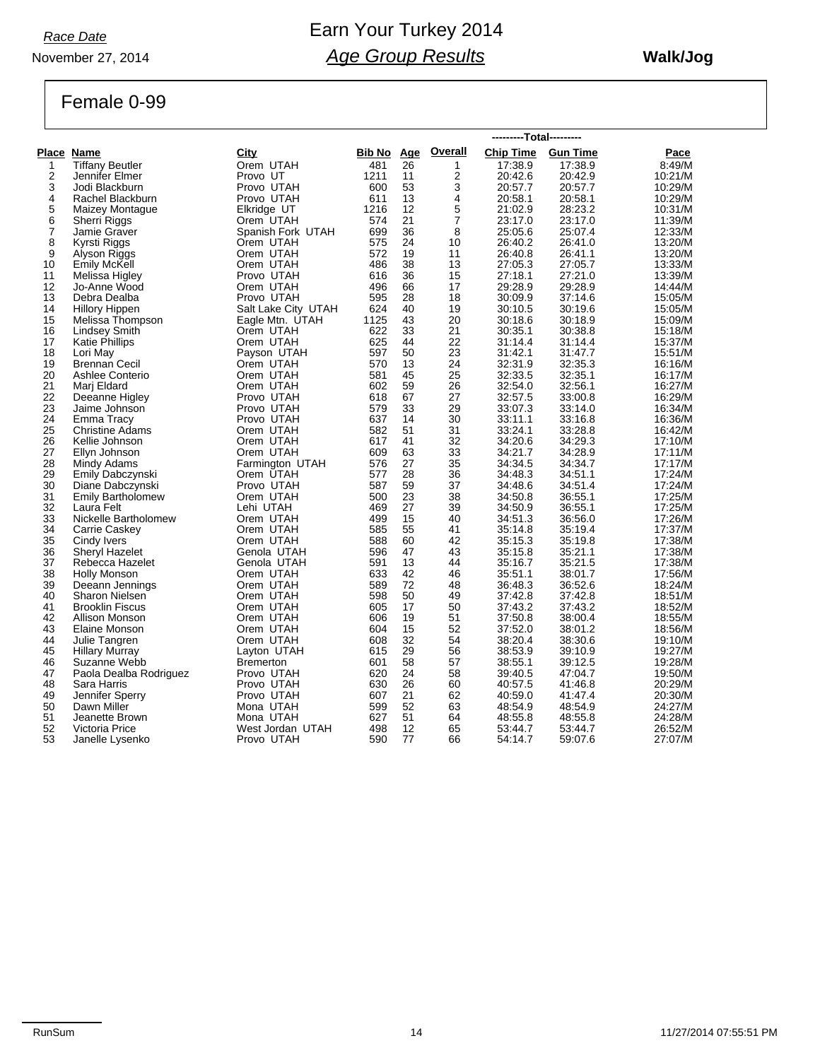*Race Date*

November 27, 2014

# Earn Your Turkey 2014

## *Age Group Results*

**Walk/Jog**

## Female 0-99

| Place | Name | City | Bib No | Age | Overall | ---------Total--------- Chip Time | Gun Time | Pace |
|---|---|---|---|---|---|---|---|---|
| 1 | Tiffany Beutler | Orem UTAH | 481 | 26 | 1 | 17:38.9 | 17:38.9 | 8:49/M |
| 2 | Jennifer Elmer | Provo UT | 1211 | 11 | 2 | 20:42.6 | 20:42.9 | 10:21/M |
| 3 | Jodi Blackburn | Provo UTAH | 600 | 53 | 3 | 20:57.7 | 20:57.7 | 10:29/M |
| 4 | Rachel Blackburn | Provo UTAH | 611 | 13 | 4 | 20:58.1 | 20:58.1 | 10:29/M |
| 5 | Maizey Montague | Elkridge UT | 1216 | 12 | 5 | 21:02.9 | 28:23.2 | 10:31/M |
| 6 | Sherri Riggs | Orem UTAH | 574 | 21 | 7 | 23:17.0 | 23:17.0 | 11:39/M |
| 7 | Jamie Graver | Spanish Fork UTAH | 699 | 36 | 8 | 25:05.6 | 25:07.4 | 12:33/M |
| 8 | Kyrsti Riggs | Orem UTAH | 575 | 24 | 10 | 26:40.2 | 26:41.0 | 13:20/M |
| 9 | Alyson Riggs | Orem UTAH | 572 | 19 | 11 | 26:40.8 | 26:41.1 | 13:20/M |
| 10 | Emily McKell | Orem UTAH | 486 | 38 | 13 | 27:05.3 | 27:05.7 | 13:33/M |
| 11 | Melissa Higley | Provo UTAH | 616 | 36 | 15 | 27:18.1 | 27:21.0 | 13:39/M |
| 12 | Jo-Anne Wood | Orem UTAH | 496 | 66 | 17 | 29:28.9 | 29:28.9 | 14:44/M |
| 13 | Debra Dealba | Provo UTAH | 595 | 28 | 18 | 30:09.9 | 37:14.6 | 15:05/M |
| 14 | Hillory Hippen | Salt Lake City UTAH | 624 | 40 | 19 | 30:10.5 | 30:19.6 | 15:05/M |
| 15 | Melissa Thompson | Eagle Mtn. UTAH | 1125 | 43 | 20 | 30:18.6 | 30:18.9 | 15:09/M |
| 16 | Lindsey Smith | Orem UTAH | 622 | 33 | 21 | 30:35.1 | 30:38.8 | 15:18/M |
| 17 | Katie Phillips | Orem UTAH | 625 | 44 | 22 | 31:14.4 | 31:14.4 | 15:37/M |
| 18 | Lori May | Payson UTAH | 597 | 50 | 23 | 31:42.1 | 31:47.7 | 15:51/M |
| 19 | Brennan Cecil | Orem UTAH | 570 | 13 | 24 | 32:31.9 | 32:35.3 | 16:16/M |
| 20 | Ashlee Conterio | Orem UTAH | 581 | 45 | 25 | 32:33.5 | 32:35.1 | 16:17/M |
| 21 | Marj Eldard | Orem UTAH | 602 | 59 | 26 | 32:54.0 | 32:56.1 | 16:27/M |
| 22 | Deeanne Higley | Provo UTAH | 618 | 67 | 27 | 32:57.5 | 33:00.8 | 16:29/M |
| 23 | Jaime Johnson | Provo UTAH | 579 | 33 | 29 | 33:07.3 | 33:14.0 | 16:34/M |
| 24 | Emma Tracy | Provo UTAH | 637 | 14 | 30 | 33:11.1 | 33:16.8 | 16:36/M |
| 25 | Christine Adams | Orem UTAH | 582 | 51 | 31 | 33:24.1 | 33:28.8 | 16:42/M |
| 26 | Kellie Johnson | Orem UTAH | 617 | 41 | 32 | 34:20.6 | 34:29.3 | 17:10/M |
| 27 | Ellyn Johnson | Orem UTAH | 609 | 63 | 33 | 34:21.7 | 34:28.9 | 17:11/M |
| 28 | Mindy Adams | Farmington UTAH | 576 | 27 | 35 | 34:34.5 | 34:34.7 | 17:17/M |
| 29 | Emily Dabczynski | Orem UTAH | 577 | 28 | 36 | 34:48.3 | 34:51.1 | 17:24/M |
| 30 | Diane Dabczynski | Provo UTAH | 587 | 59 | 37 | 34:48.6 | 34:51.4 | 17:24/M |
| 31 | Emily Bartholomew | Orem UTAH | 500 | 23 | 38 | 34:50.8 | 36:55.1 | 17:25/M |
| 32 | Laura Felt | Lehi UTAH | 469 | 27 | 39 | 34:50.9 | 36:55.1 | 17:25/M |
| 33 | Nickelle Bartholomew | Orem UTAH | 499 | 15 | 40 | 34:51.3 | 36:56.0 | 17:26/M |
| 34 | Carrie Caskey | Orem UTAH | 585 | 55 | 41 | 35:14.8 | 35:19.4 | 17:37/M |
| 35 | Cindy Ivers | Orem UTAH | 588 | 60 | 42 | 35:15.3 | 35:19.8 | 17:38/M |
| 36 | Sheryl Hazelet | Genola UTAH | 596 | 47 | 43 | 35:15.8 | 35:21.1 | 17:38/M |
| 37 | Rebecca Hazelet | Genola UTAH | 591 | 13 | 44 | 35:16.7 | 35:21.5 | 17:38/M |
| 38 | Holly Monson | Orem UTAH | 633 | 42 | 46 | 35:51.1 | 38:01.7 | 17:56/M |
| 39 | Deeann Jennings | Orem UTAH | 589 | 72 | 48 | 36:48.3 | 36:52.6 | 18:24/M |
| 40 | Sharon Nielsen | Orem UTAH | 598 | 50 | 49 | 37:42.8 | 37:42.8 | 18:51/M |
| 41 | Brooklin Fiscus | Orem UTAH | 605 | 17 | 50 | 37:43.2 | 37:43.2 | 18:52/M |
| 42 | Allison Monson | Orem UTAH | 606 | 19 | 51 | 37:50.8 | 38:00.4 | 18:55/M |
| 43 | Elaine Monson | Orem UTAH | 604 | 15 | 52 | 37:52.0 | 38:01.2 | 18:56/M |
| 44 | Julie Tangren | Orem UTAH | 608 | 32 | 54 | 38:20.4 | 38:30.6 | 19:10/M |
| 45 | Hillary Murray | Layton UTAH | 615 | 29 | 56 | 38:53.9 | 39:10.9 | 19:27/M |
| 46 | Suzanne Webb | Bremerton | 601 | 58 | 57 | 38:55.1 | 39:12.5 | 19:28/M |
| 47 | Paola Dealba Rodriguez | Provo UTAH | 620 | 24 | 58 | 39:40.5 | 47:04.7 | 19:50/M |
| 48 | Sara Harris | Provo UTAH | 630 | 26 | 60 | 40:57.5 | 41:46.8 | 20:29/M |
| 49 | Jennifer Sperry | Provo UTAH | 607 | 21 | 62 | 40:59.0 | 41:47.4 | 20:30/M |
| 50 | Dawn Miller | Mona UTAH | 599 | 52 | 63 | 48:54.9 | 48:54.9 | 24:27/M |
| 51 | Jeanette Brown | Mona UTAH | 627 | 51 | 64 | 48:55.8 | 48:55.8 | 24:28/M |
| 52 | Victoria Price | West Jordan UTAH | 498 | 12 | 65 | 53:44.7 | 53:44.7 | 26:52/M |
| 53 | Janelle Lysenko | Provo UTAH | 590 | 77 | 66 | 54:14.7 | 59:07.6 | 27:07/M |

RunSum 11/27/2014 07:55:51 PM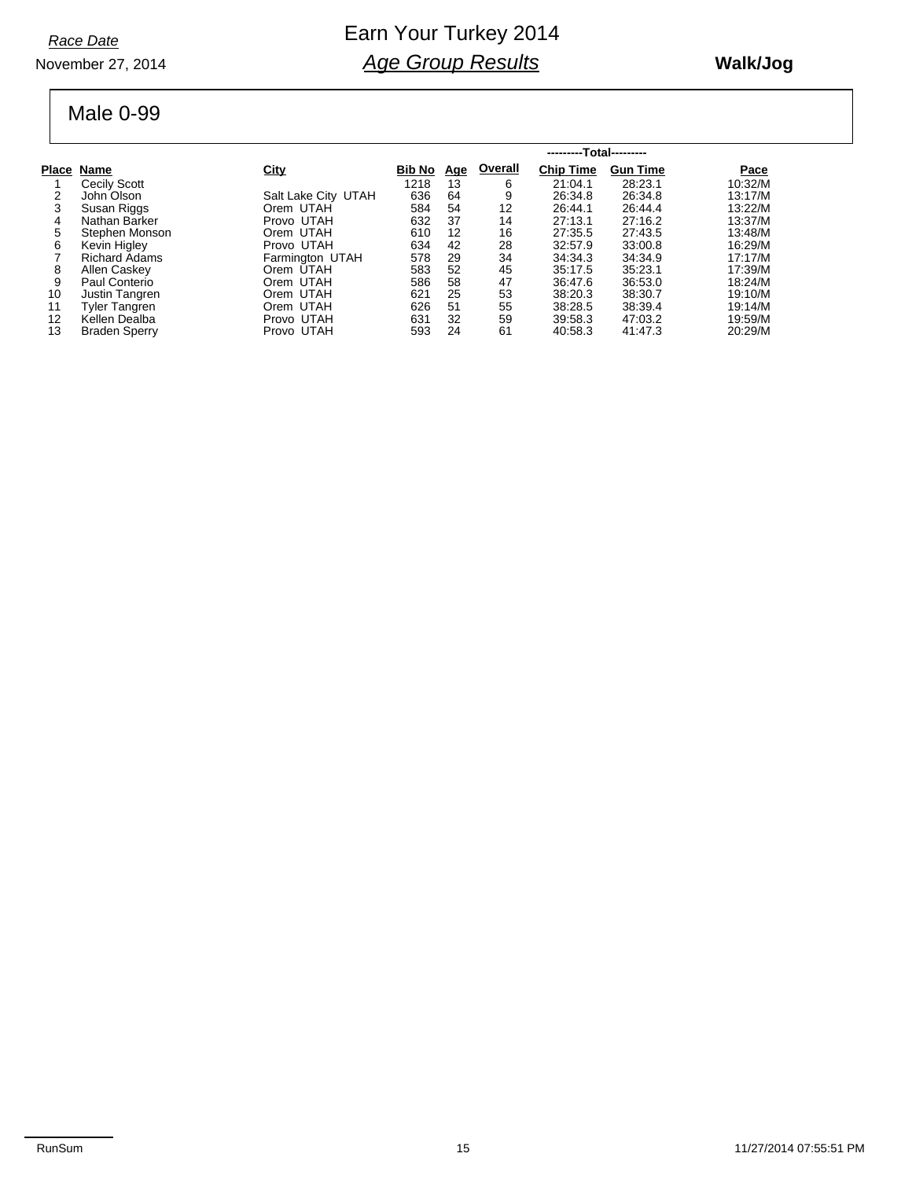*Race Date*

November 27, 2014

# Earn Your Turkey 2014

## *Age Group Results*

**Walk/Jog**

### Male 0-99

| | | | | | | ---------Total--------- | | |
|---|---|---|---|---|---|---|---|---|
| **Place** | **Name** | **City** | **Bib No** | **Age** | **Overall** | **Chip Time** | **Gun Time** | **Pace** |
| 1 | Cecily Scott | | 1218 | 13 | 6 | 21:04.1 | 28:23.1 | 10:32/M |
| 2 | John Olson | Salt Lake City UTAH | 636 | 64 | 9 | 26:34.8 | 26:34.8 | 13:17/M |
| 3 | Susan Riggs | Orem UTAH | 584 | 54 | 12 | 26:44.1 | 26:44.4 | 13:22/M |
| 4 | Nathan Barker | Provo UTAH | 632 | 37 | 14 | 27:13.1 | 27:16.2 | 13:37/M |
| 5 | Stephen Monson | Orem UTAH | 610 | 12 | 16 | 27:35.5 | 27:43.5 | 13:48/M |
| 6 | Kevin Higley | Provo UTAH | 634 | 42 | 28 | 32:57.9 | 33:00.8 | 16:29/M |
| 7 | Richard Adams | Farmington UTAH | 578 | 29 | 34 | 34:34.3 | 34:34.9 | 17:17/M |
| 8 | Allen Caskey | Orem UTAH | 583 | 52 | 45 | 35:17.5 | 35:23.1 | 17:39/M |
| 9 | Paul Conterio | Orem UTAH | 586 | 58 | 47 | 36:47.6 | 36:53.0 | 18:24/M |
| 10 | Justin Tangren | Orem UTAH | 621 | 25 | 53 | 38:20.3 | 38:30.7 | 19:10/M |
| 11 | Tyler Tangren | Orem UTAH | 626 | 51 | 55 | 38:28.5 | 38:39.4 | 19:14/M |
| 12 | Kellen Dealba | Provo UTAH | 631 | 32 | 59 | 39:58.3 | 47:03.2 | 19:59/M |
| 13 | Braden Sperry | Provo UTAH | 593 | 24 | 61 | 40:58.3 | 41:47.3 | 20:29/M |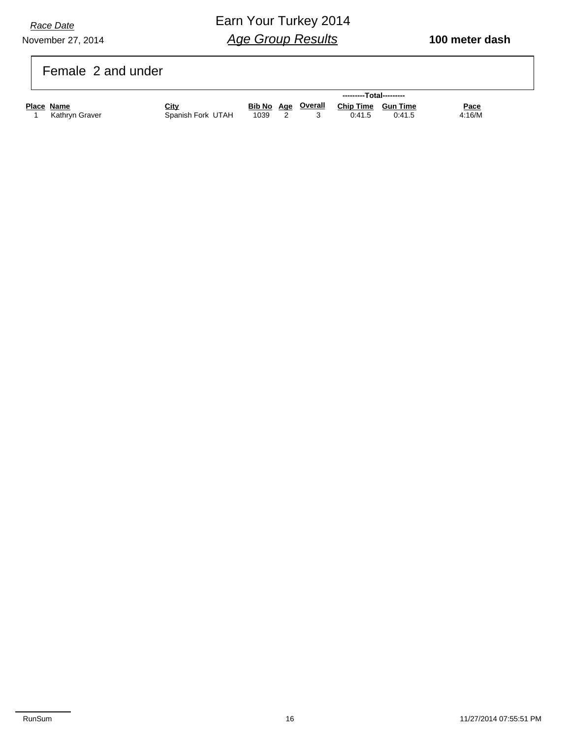*Race Date*

November 27, 2014

# Earn Your Turkey 2014

## *Age Group Results*

**100 meter dash**

### Female 2 and under

| Place | Name | City | Bib No | Age | Overall | ---------Total--------- Chip Time | Gun Time | Pace |
|---|---|---|---|---|---|---|---|---|
| 1 | Kathryn Graver | Spanish Fork UTAH | 1039 | 2 | 3 | 0:41.5 | 0:41.5 | 4:16/M |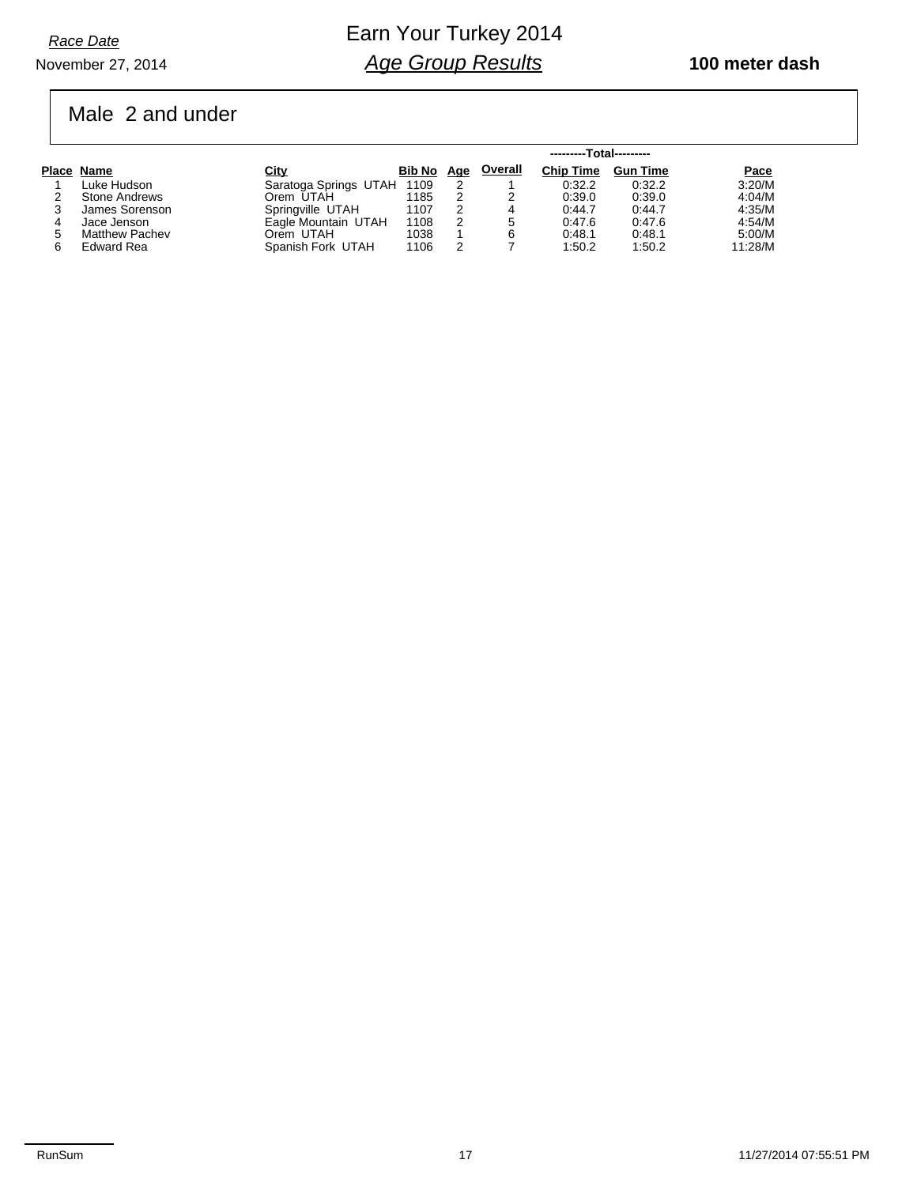Race Date

November 27, 2014

# Earn Your Turkey 2014

## Age Group Results

**100 meter dash**

## Male 2 and under

| Place | Name | City | Bib No | Age | Overall | Chip Time (Total) | Gun Time (Total) | Pace |
|---|---|---|---|---|---|---|---|---|
| 1 | Luke Hudson | Saratoga Springs UTAH | 1109 | 2 | 1 | 0:32.2 | 0:32.2 | 3:20/M |
| 2 | Stone Andrews | Orem UTAH | 1185 | 2 | 2 | 0:39.0 | 0:39.0 | 4:04/M |
| 3 | James Sorenson | Springville UTAH | 1107 | 2 | 4 | 0:44.7 | 0:44.7 | 4:35/M |
| 4 | Jace Jenson | Eagle Mountain UTAH | 1108 | 2 | 5 | 0:47.6 | 0:47.6 | 4:54/M |
| 5 | Matthew Pachev | Orem UTAH | 1038 | 1 | 6 | 0:48.1 | 0:48.1 | 5:00/M |
| 6 | Edward Rea | Spanish Fork UTAH | 1106 | 2 | 7 | 1:50.2 | 1:50.2 | 11:28/M |

RunSum 11/27/2014 07:55:51 PM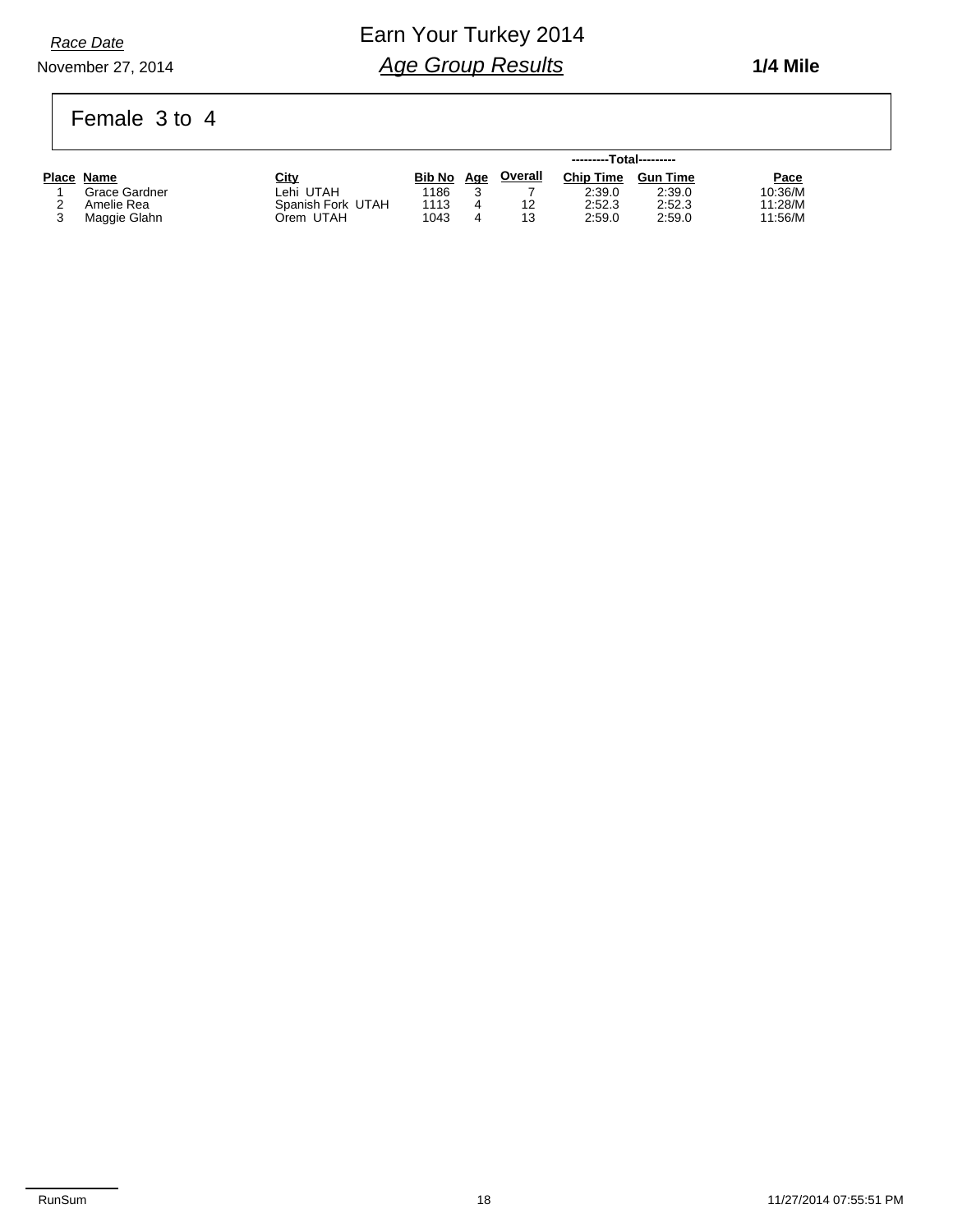*Race Date*

November 27, 2014

# Earn Your Turkey 2014

## *Age Group Results*

**1/4 Mile**

## Female 3 to 4

| Place | Name | City | Bib No | Age | Overall | Chip Time | Gun Time | Pace |
|---|---|---|---|---|---|---|---|---|
| | | | | | | ---------Total--------- | | |
| 1 | Grace Gardner | Lehi UTAH | 1186 | 3 | 7 | 2:39.0 | 2:39.0 | 10:36/M |
| 2 | Amelie Rea | Spanish Fork UTAH | 1113 | 4 | 12 | 2:52.3 | 2:52.3 | 11:28/M |
| 3 | Maggie Glahn | Orem UTAH | 1043 | 4 | 13 | 2:59.0 | 2:59.0 | 11:56/M |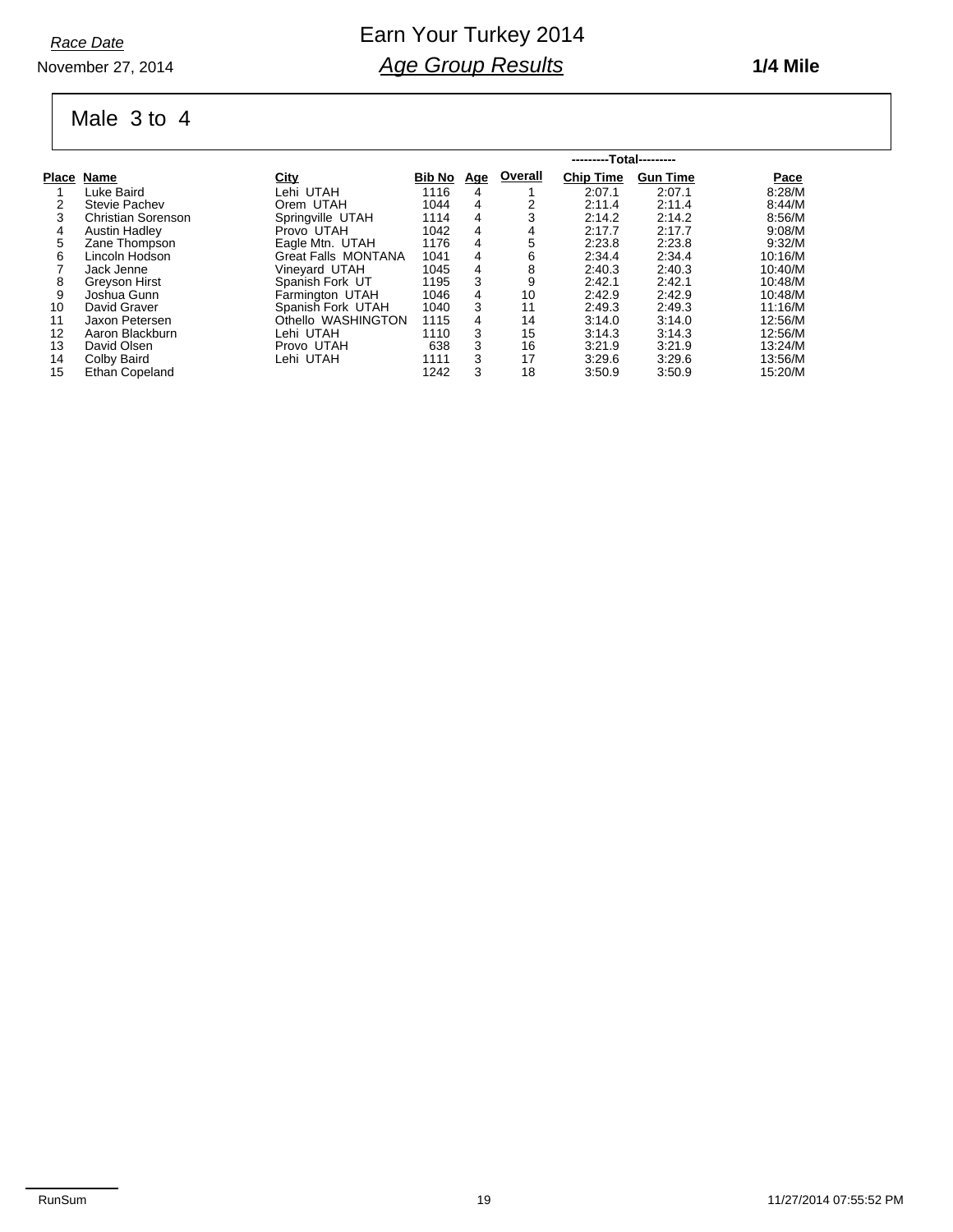*Race Date*

November 27, 2014

# Earn Your Turkey 2014

## *Age Group Results*

**1/4 Mile**

## Male 3 to 4

| Place | Name | City | Bib No | Age | Overall | Chip Time (Total) | Gun Time (Total) | Pace |
|---|---|---|---|---|---|---|---|---|
| 1 | Luke Baird | Lehi UTAH | 1116 | 4 | 1 | 2:07.1 | 2:07.1 | 8:28/M |
| 2 | Stevie Pachev | Orem UTAH | 1044 | 4 | 2 | 2:11.4 | 2:11.4 | 8:44/M |
| 3 | Christian Sorenson | Springville UTAH | 1114 | 4 | 3 | 2:14.2 | 2:14.2 | 8:56/M |
| 4 | Austin Hadley | Provo UTAH | 1042 | 4 | 4 | 2:17.7 | 2:17.7 | 9:08/M |
| 5 | Zane Thompson | Eagle Mtn. UTAH | 1176 | 4 | 5 | 2:23.8 | 2:23.8 | 9:32/M |
| 6 | Lincoln Hodson | Great Falls MONTANA | 1041 | 4 | 6 | 2:34.4 | 2:34.4 | 10:16/M |
| 7 | Jack Jenne | Vineyard UTAH | 1045 | 4 | 8 | 2:40.3 | 2:40.3 | 10:40/M |
| 8 | Greyson Hirst | Spanish Fork UT | 1195 | 3 | 9 | 2:42.1 | 2:42.1 | 10:48/M |
| 9 | Joshua Gunn | Farmington UTAH | 1046 | 4 | 10 | 2:42.9 | 2:42.9 | 10:48/M |
| 10 | David Graver | Spanish Fork UTAH | 1040 | 3 | 11 | 2:49.3 | 2:49.3 | 11:16/M |
| 11 | Jaxon Petersen | Othello WASHINGTON | 1115 | 4 | 14 | 3:14.0 | 3:14.0 | 12:56/M |
| 12 | Aaron Blackburn | Lehi UTAH | 1110 | 3 | 15 | 3:14.3 | 3:14.3 | 12:56/M |
| 13 | David Olsen | Provo UTAH | 638 | 3 | 16 | 3:21.9 | 3:21.9 | 13:24/M |
| 14 | Colby Baird | Lehi UTAH | 1111 | 3 | 17 | 3:29.6 | 3:29.6 | 13:56/M |
| 15 | Ethan Copeland | | 1242 | 3 | 18 | 3:50.9 | 3:50.9 | 15:20/M |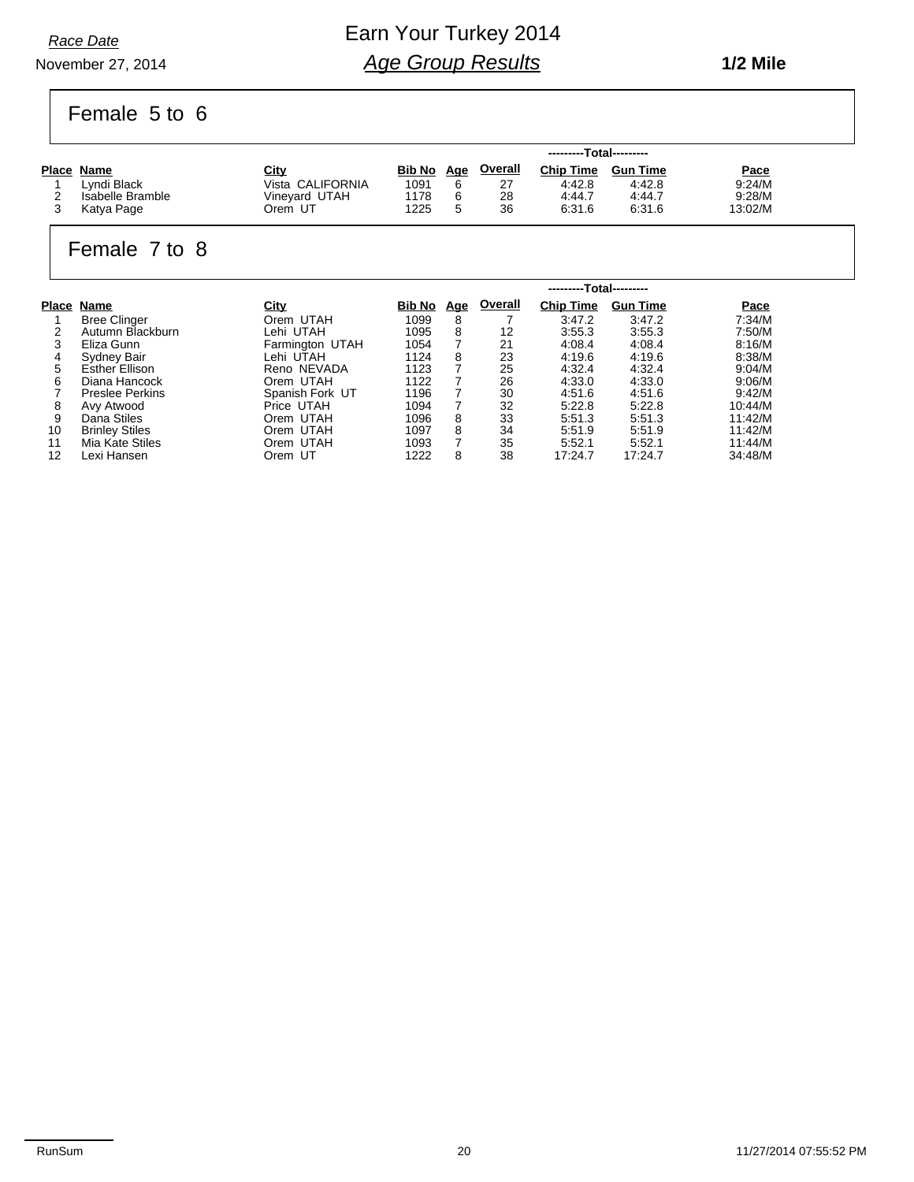Race Date

November 27, 2014

# Earn Your Turkey 2014

## Age Group Results

**1/2 Mile**

### Female 5 to 6

| Place | Name | City | Bib No | Age | Overall | Chip Time | Gun Time | Pace |
|---|---|---|---|---|---|---|---|---|
| | | | | | | ---------Total--------- | | |
| 1 | Lyndi Black | Vista CALIFORNIA | 1091 | 6 | 27 | 4:42.8 | 4:42.8 | 9:24/M |
| 2 | Isabelle Bramble | Vineyard UTAH | 1178 | 6 | 28 | 4:44.7 | 4:44.7 | 9:28/M |
| 3 | Katya Page | Orem UT | 1225 | 5 | 36 | 6:31.6 | 6:31.6 | 13:02/M |

### Female 7 to 8

| Place | Name | City | Bib No | Age | Overall | Chip Time | Gun Time | Pace |
|---|---|---|---|---|---|---|---|---|
| | | | | | | ---------Total--------- | | |
| 1 | Bree Clinger | Orem UTAH | 1099 | 8 | 7 | 3:47.2 | 3:47.2 | 7:34/M |
| 2 | Autumn Blackburn | Lehi UTAH | 1095 | 8 | 12 | 3:55.3 | 3:55.3 | 7:50/M |
| 3 | Eliza Gunn | Farmington UTAH | 1054 | 7 | 21 | 4:08.4 | 4:08.4 | 8:16/M |
| 4 | Sydney Bair | Lehi UTAH | 1124 | 8 | 23 | 4:19.6 | 4:19.6 | 8:38/M |
| 5 | Esther Ellison | Reno NEVADA | 1123 | 7 | 25 | 4:32.4 | 4:32.4 | 9:04/M |
| 6 | Diana Hancock | Orem UTAH | 1122 | 7 | 26 | 4:33.0 | 4:33.0 | 9:06/M |
| 7 | Preslee Perkins | Spanish Fork UT | 1196 | 7 | 30 | 4:51.6 | 4:51.6 | 9:42/M |
| 8 | Avy Atwood | Price UTAH | 1094 | 7 | 32 | 5:22.8 | 5:22.8 | 10:44/M |
| 9 | Dana Stiles | Orem UTAH | 1096 | 8 | 33 | 5:51.3 | 5:51.3 | 11:42/M |
| 10 | Brinley Stiles | Orem UTAH | 1097 | 8 | 34 | 5:51.9 | 5:51.9 | 11:42/M |
| 11 | Mia Kate Stiles | Orem UTAH | 1093 | 7 | 35 | 5:52.1 | 5:52.1 | 11:44/M |
| 12 | Lexi Hansen | Orem UT | 1222 | 8 | 38 | 17:24.7 | 17:24.7 | 34:48/M |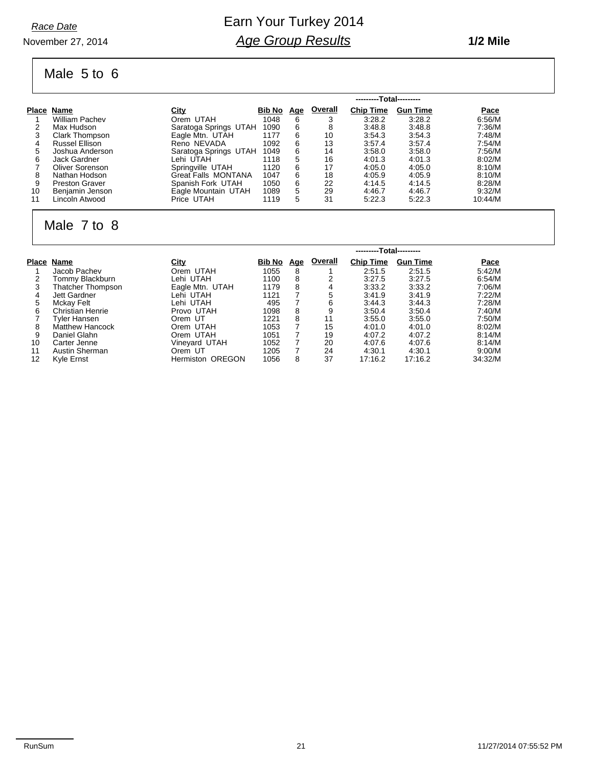Race Date

November 27, 2014

# Earn Your Turkey 2014

## *Age Group Results*

**1/2 Mile**

### Male 5 to 6

| | | | | | | ---------Total--------- | | |
|---|---|---|---|---|---|---|---|---|
| **Place** | **Name** | **City** | **Bib No** | **Age** | **Overall** | **Chip Time** | **Gun Time** | **Pace** |
| 1 | William Pachev | Orem UTAH | 1048 | 6 | 3 | 3:28.2 | 3:28.2 | 6:56/M |
| 2 | Max Hudson | Saratoga Springs UTAH | 1090 | 6 | 8 | 3:48.8 | 3:48.8 | 7:36/M |
| 3 | Clark Thompson | Eagle Mtn. UTAH | 1177 | 6 | 10 | 3:54.3 | 3:54.3 | 7:48/M |
| 4 | Russel Ellison | Reno NEVADA | 1092 | 6 | 13 | 3:57.4 | 3:57.4 | 7:54/M |
| 5 | Joshua Anderson | Saratoga Springs UTAH | 1049 | 6 | 14 | 3:58.0 | 3:58.0 | 7:56/M |
| 6 | Jack Gardner | Lehi UTAH | 1118 | 5 | 16 | 4:01.3 | 4:01.3 | 8:02/M |
| 7 | Oliver Sorenson | Springville UTAH | 1120 | 6 | 17 | 4:05.0 | 4:05.0 | 8:10/M |
| 8 | Nathan Hodson | Great Falls MONTANA | 1047 | 6 | 18 | 4:05.9 | 4:05.9 | 8:10/M |
| 9 | Preston Graver | Spanish Fork UTAH | 1050 | 6 | 22 | 4:14.5 | 4:14.5 | 8:28/M |
| 10 | Benjamin Jenson | Eagle Mountain UTAH | 1089 | 5 | 29 | 4:46.7 | 4:46.7 | 9:32/M |
| 11 | Lincoln Atwood | Price UTAH | 1119 | 5 | 31 | 5:22.3 | 5:22.3 | 10:44/M |

### Male 7 to 8

| | | | | | | ---------Total--------- | | |
|---|---|---|---|---|---|---|---|---|
| **Place** | **Name** | **City** | **Bib No** | **Age** | **Overall** | **Chip Time** | **Gun Time** | **Pace** |
| 1 | Jacob Pachev | Orem UTAH | 1055 | 8 | 1 | 2:51.5 | 2:51.5 | 5:42/M |
| 2 | Tommy Blackburn | Lehi UTAH | 1100 | 8 | 2 | 3:27.5 | 3:27.5 | 6:54/M |
| 3 | Thatcher Thompson | Eagle Mtn. UTAH | 1179 | 8 | 4 | 3:33.2 | 3:33.2 | 7:06/M |
| 4 | Jett Gardner | Lehi UTAH | 1121 | 7 | 5 | 3:41.9 | 3:41.9 | 7:22/M |
| 5 | Mckay Felt | Lehi UTAH | 495 | 7 | 6 | 3:44.3 | 3:44.3 | 7:28/M |
| 6 | Christian Henrie | Provo UTAH | 1098 | 8 | 9 | 3:50.4 | 3:50.4 | 7:40/M |
| 7 | Tyler Hansen | Orem UT | 1221 | 8 | 11 | 3:55.0 | 3:55.0 | 7:50/M |
| 8 | Matthew Hancock | Orem UTAH | 1053 | 7 | 15 | 4:01.0 | 4:01.0 | 8:02/M |
| 9 | Daniel Glahn | Orem UTAH | 1051 | 7 | 19 | 4:07.2 | 4:07.2 | 8:14/M |
| 10 | Carter Jenne | Vineyard UTAH | 1052 | 7 | 20 | 4:07.6 | 4:07.6 | 8:14/M |
| 11 | Austin Sherman | Orem UT | 1205 | 7 | 24 | 4:30.1 | 4:30.1 | 9:00/M |
| 12 | Kyle Ernst | Hermiston OREGON | 1056 | 8 | 37 | 17:16.2 | 17:16.2 | 34:32/M |

RunSum 11/27/2014 07:55:52 PM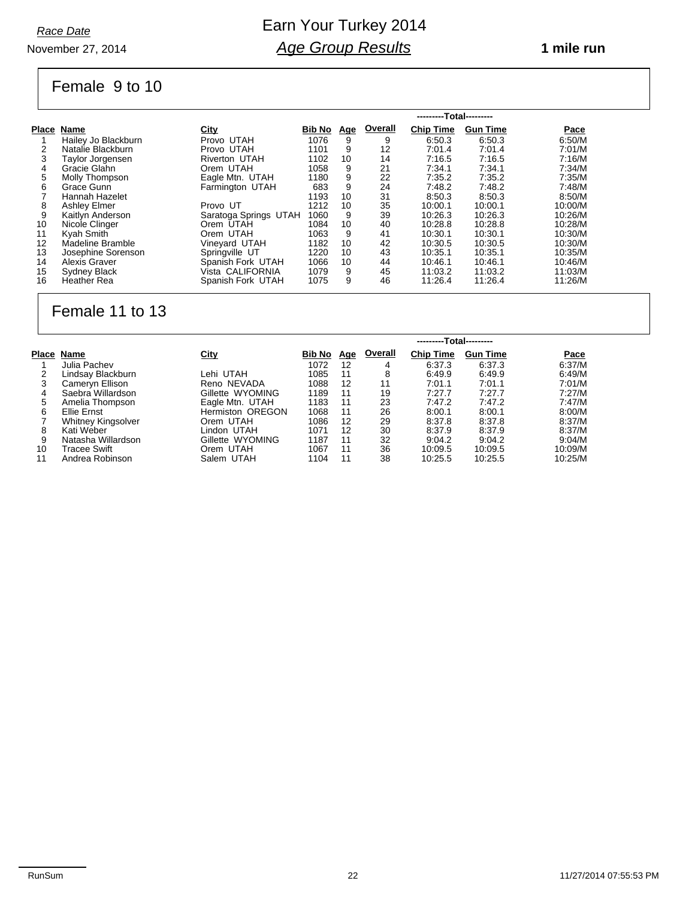Race Date

November 27, 2014

# Earn Your Turkey 2014

## Age Group Results

**1 mile run**

### Female 9 to 10

| Place | Name | City | Bib No | Age | Overall | ---------Total--------- Chip Time | Gun Time | Pace |
|---|---|---|---|---|---|---|---|---|
| 1 | Hailey Jo Blackburn | Provo UTAH | 1076 | 9 | 9 | 6:50.3 | 6:50.3 | 6:50/M |
| 2 | Natalie Blackburn | Provo UTAH | 1101 | 9 | 12 | 7:01.4 | 7:01.4 | 7:01/M |
| 3 | Taylor Jorgensen | Riverton UTAH | 1102 | 10 | 14 | 7:16.5 | 7:16.5 | 7:16/M |
| 4 | Gracie Glahn | Orem UTAH | 1058 | 9 | 21 | 7:34.1 | 7:34.1 | 7:34/M |
| 5 | Molly Thompson | Eagle Mtn. UTAH | 1180 | 9 | 22 | 7:35.2 | 7:35.2 | 7:35/M |
| 6 | Grace Gunn | Farmington UTAH | 683 | 9 | 24 | 7:48.2 | 7:48.2 | 7:48/M |
| 7 | Hannah Hazelet | | 1193 | 10 | 31 | 8:50.3 | 8:50.3 | 8:50/M |
| 8 | Ashley Elmer | Provo UT | 1212 | 10 | 35 | 10:00.1 | 10:00.1 | 10:00/M |
| 9 | Kaitlyn Anderson | Saratoga Springs UTAH | 1060 | 9 | 39 | 10:26.3 | 10:26.3 | 10:26/M |
| 10 | Nicole Clinger | Orem UTAH | 1084 | 10 | 40 | 10:28.8 | 10:28.8 | 10:28/M |
| 11 | Kyah Smith | Orem UTAH | 1063 | 9 | 41 | 10:30.1 | 10:30.1 | 10:30/M |
| 12 | Madeline Bramble | Vineyard UTAH | 1182 | 10 | 42 | 10:30.5 | 10:30.5 | 10:30/M |
| 13 | Josephine Sorenson | Springville UT | 1220 | 10 | 43 | 10:35.1 | 10:35.1 | 10:35/M |
| 14 | Alexis Graver | Spanish Fork UTAH | 1066 | 10 | 44 | 10:46.1 | 10:46.1 | 10:46/M |
| 15 | Sydney Black | Vista CALIFORNIA | 1079 | 9 | 45 | 11:03.2 | 11:03.2 | 11:03/M |
| 16 | Heather Rea | Spanish Fork UTAH | 1075 | 9 | 46 | 11:26.4 | 11:26.4 | 11:26/M |

### Female 11 to 13

| Place | Name | City | Bib No | Age | Overall | ---------Total--------- Chip Time | Gun Time | Pace |
|---|---|---|---|---|---|---|---|---|
| 1 | Julia Pachev | | 1072 | 12 | 4 | 6:37.3 | 6:37.3 | 6:37/M |
| 2 | Lindsay Blackburn | Lehi UTAH | 1085 | 11 | 8 | 6:49.9 | 6:49.9 | 6:49/M |
| 3 | Cameryn Ellison | Reno NEVADA | 1088 | 12 | 11 | 7:01.1 | 7:01.1 | 7:01/M |
| 4 | Saebra Willardson | Gillette WYOMING | 1189 | 11 | 19 | 7:27.7 | 7:27.7 | 7:27/M |
| 5 | Amelia Thompson | Eagle Mtn. UTAH | 1183 | 11 | 23 | 7:47.2 | 7:47.2 | 7:47/M |
| 6 | Ellie Ernst | Hermiston OREGON | 1068 | 11 | 26 | 8:00.1 | 8:00.1 | 8:00/M |
| 7 | Whitney Kingsolver | Orem UTAH | 1086 | 12 | 29 | 8:37.8 | 8:37.8 | 8:37/M |
| 8 | Kati Weber | Lindon UTAH | 1071 | 12 | 30 | 8:37.9 | 8:37.9 | 8:37/M |
| 9 | Natasha Willardson | Gillette WYOMING | 1187 | 11 | 32 | 9:04.2 | 9:04.2 | 9:04/M |
| 10 | Tracee Swift | Orem UTAH | 1067 | 11 | 36 | 10:09.5 | 10:09.5 | 10:09/M |
| 11 | Andrea Robinson | Salem UTAH | 1104 | 11 | 38 | 10:25.5 | 10:25.5 | 10:25/M |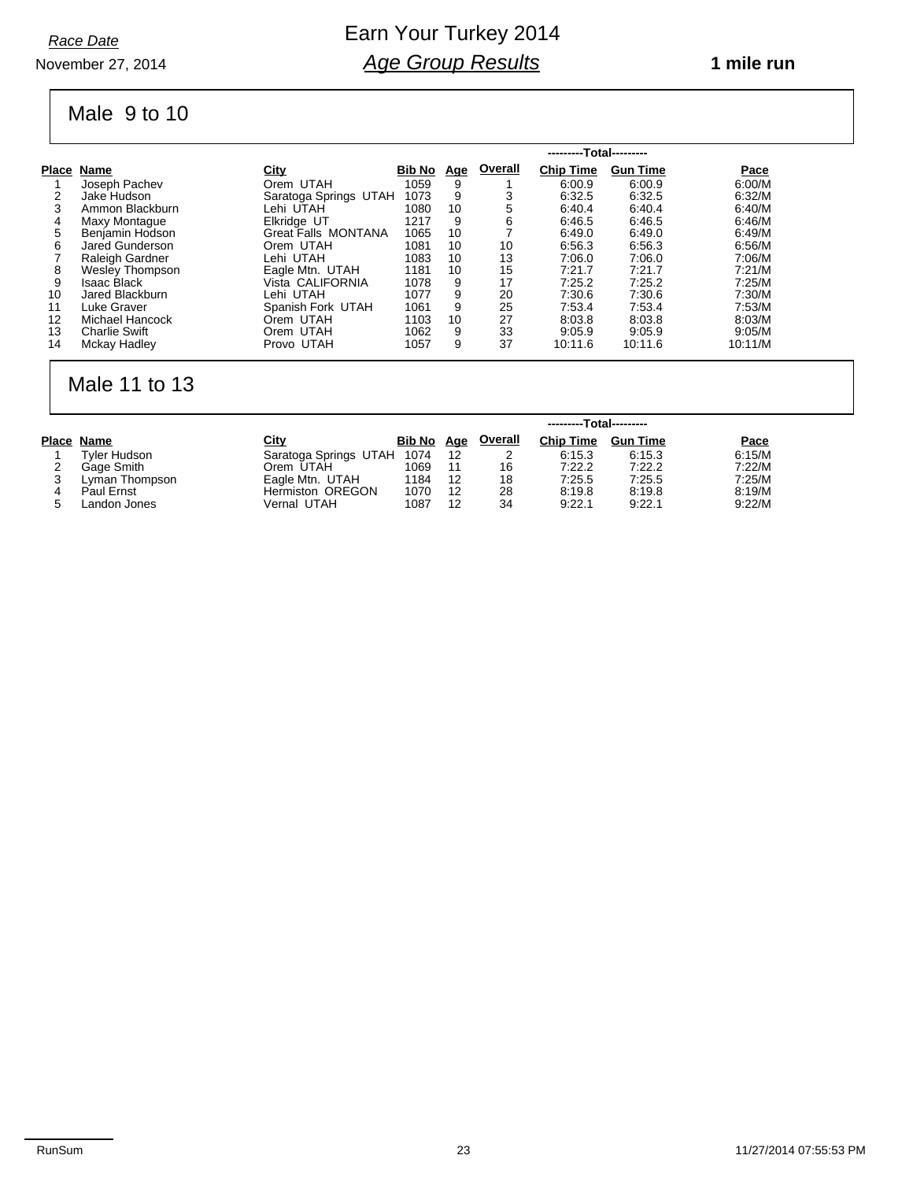*Race Date*

November 27, 2014

# Earn Your Turkey 2014

## *Age Group Results*

**1 mile run**

## Male 9 to 10

| Place | Name | City | Bib No | Age | Overall | ---------Total--------- Chip Time | Gun Time | Pace |
|---|---|---|---|---|---|---|---|---|
| 1 | Joseph Pachev | Orem UTAH | 1059 | 9 | 1 | 6:00.9 | 6:00.9 | 6:00/M |
| 2 | Jake Hudson | Saratoga Springs UTAH | 1073 | 9 | 3 | 6:32.5 | 6:32.5 | 6:32/M |
| 3 | Ammon Blackburn | Lehi UTAH | 1080 | 10 | 5 | 6:40.4 | 6:40.4 | 6:40/M |
| 4 | Maxy Montague | Elkridge UT | 1217 | 9 | 6 | 6:46.5 | 6:46.5 | 6:46/M |
| 5 | Benjamin Hodson | Great Falls MONTANA | 1065 | 10 | 7 | 6:49.0 | 6:49.0 | 6:49/M |
| 6 | Jared Gunderson | Orem UTAH | 1081 | 10 | 10 | 6:56.3 | 6:56.3 | 6:56/M |
| 7 | Raleigh Gardner | Lehi UTAH | 1083 | 10 | 13 | 7:06.0 | 7:06.0 | 7:06/M |
| 8 | Wesley Thompson | Eagle Mtn. UTAH | 1181 | 10 | 15 | 7:21.7 | 7:21.7 | 7:21/M |
| 9 | Isaac Black | Vista CALIFORNIA | 1078 | 9 | 17 | 7:25.2 | 7:25.2 | 7:25/M |
| 10 | Jared Blackburn | Lehi UTAH | 1077 | 9 | 20 | 7:30.6 | 7:30.6 | 7:30/M |
| 11 | Luke Graver | Spanish Fork UTAH | 1061 | 9 | 25 | 7:53.4 | 7:53.4 | 7:53/M |
| 12 | Michael Hancock | Orem UTAH | 1103 | 10 | 27 | 8:03.8 | 8:03.8 | 8:03/M |
| 13 | Charlie Swift | Orem UTAH | 1062 | 9 | 33 | 9:05.9 | 9:05.9 | 9:05/M |
| 14 | Mckay Hadley | Provo UTAH | 1057 | 9 | 37 | 10:11.6 | 10:11.6 | 10:11/M |

## Male 11 to 13

| Place | Name | City | Bib No | Age | Overall | ---------Total--------- Chip Time | Gun Time | Pace |
|---|---|---|---|---|---|---|---|---|
| 1 | Tyler Hudson | Saratoga Springs UTAH | 1074 | 12 | 2 | 6:15.3 | 6:15.3 | 6:15/M |
| 2 | Gage Smith | Orem UTAH | 1069 | 11 | 16 | 7:22.2 | 7:22.2 | 7:22/M |
| 3 | Lyman Thompson | Eagle Mtn. UTAH | 1184 | 12 | 18 | 7:25.5 | 7:25.5 | 7:25/M |
| 4 | Paul Ernst | Hermiston OREGON | 1070 | 12 | 28 | 8:19.8 | 8:19.8 | 8:19/M |
| 5 | Landon Jones | Vernal UTAH | 1087 | 12 | 34 | 9:22.1 | 9:22.1 | 9:22/M |